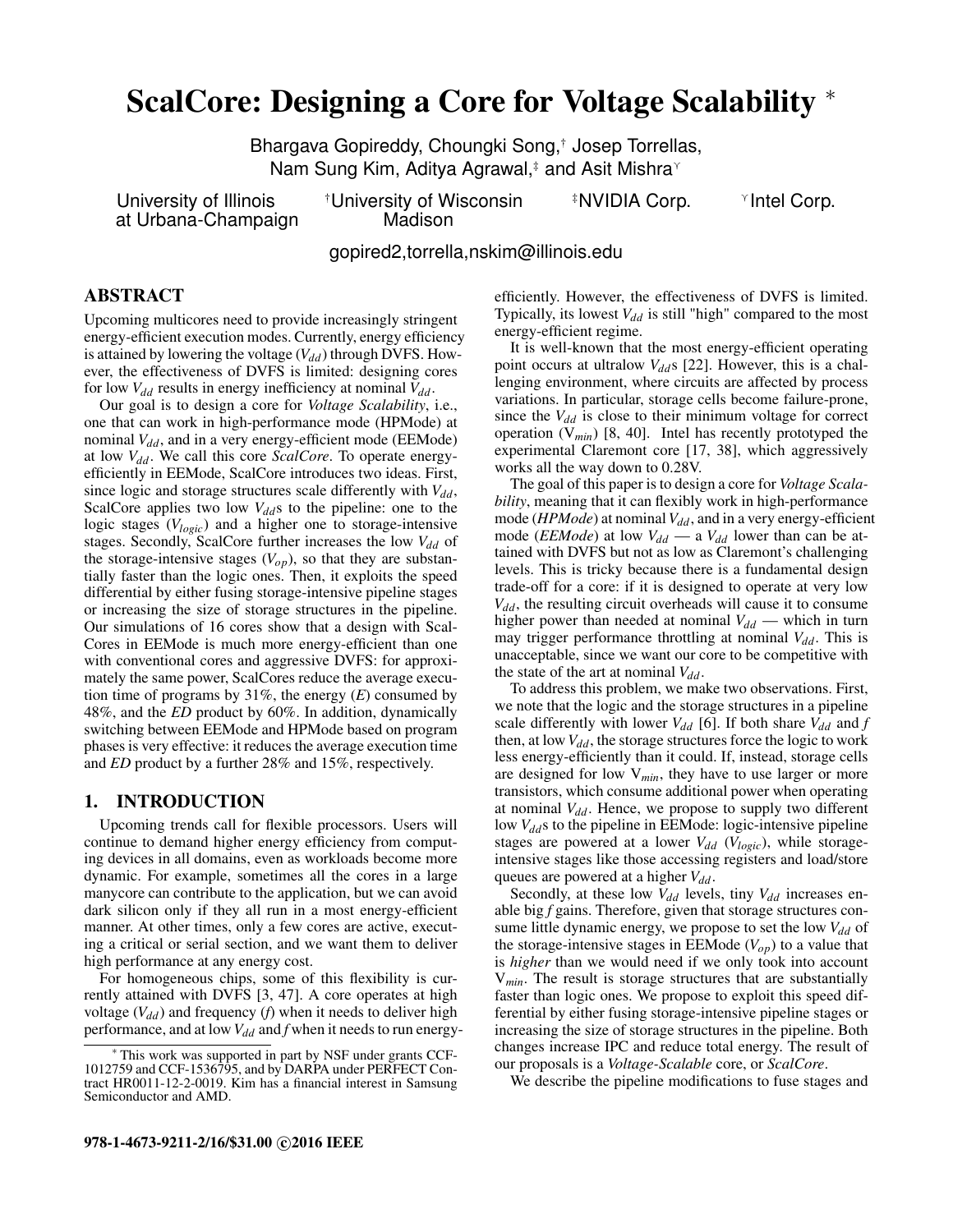# ScalCore: Designing a Core for Voltage Scalability [*]

Bhargava Gopireddy, Choungki Song,[†] Josep Torrellas, Nam Sung Kim, Aditya Agrawal,[‡] and Asit Mishra[Y]

University of Illinois at Urbana-Champaign | [†]University of Wisconsin Madison | [‡]NVIDIA Corp. | [Y]Intel Corp.

gopired2,torrella,nskim@illinois.edu

## ABSTRACT

Upcoming multicores need to provide increasingly stringent energy-efficient execution modes. Currently, energy efficiency is attained by lowering the voltage ($V_{dd}$) through DVFS. However, the effectiveness of DVFS is limited: designing cores for low $V_{dd}$ results in energy inefficiency at nominal $V_{dd}$.

Our goal is to design a core for *Voltage Scalability*, i.e., one that can work in high-performance mode (HPMode) at nominal $V_{dd}$, and in a very energy-efficient mode (EEMode) at low $V_{dd}$. We call this core *ScalCore*. To operate energy-efficiently in EEMode, ScalCore introduces two ideas. First, since logic and storage structures scale differently with $V_{dd}$, ScalCore applies two low $V_{dd}$s to the pipeline: one to the logic stages ($V_{logic}$) and a higher one to storage-intensive stages. Secondly, ScalCore further increases the low $V_{dd}$ of the storage-intensive stages ($V_{op}$), so that they are substantially faster than the logic ones. Then, it exploits the speed differential by either fusing storage-intensive pipeline stages or increasing the size of storage structures in the pipeline. Our simulations of 16 cores show that a design with ScalCores in EEMode is much more energy-efficient than one with conventional cores and aggressive DVFS: for approximately the same power, ScalCores reduce the average execution time of programs by 31%, the energy (*E*) consumed by 48%, and the *ED* product by 60%. In addition, dynamically switching between EEMode and HPMode based on program phases is very effective: it reduces the average execution time and *ED* product by a further 28% and 15%, respectively.

## 1. INTRODUCTION

Upcoming trends call for flexible processors. Users will continue to demand higher energy efficiency from computing devices in all domains, even as workloads become more dynamic. For example, sometimes all the cores in a large manycore can contribute to the application, but we can avoid dark silicon only if they all run in a most energy-efficient manner. At other times, only a few cores are active, executing a critical or serial section, and we want them to deliver high performance at any energy cost.

For homogeneous chips, some of this flexibility is currently attained with DVFS [3, 47]. A core operates at high voltage ($V_{dd}$) and frequency (*f*) when it needs to deliver high performance, and at low $V_{dd}$ and *f* when it needs to run energy-efficiently. However, the effectiveness of DVFS is limited. Typically, its lowest $V_{dd}$ is still "high" compared to the most energy-efficient regime.

It is well-known that the most energy-efficient operating point occurs at ultralow $V_{dd}$s [22]. However, this is a challenging environment, where circuits are affected by process variations. In particular, storage cells become failure-prone, since the $V_{dd}$ is close to their minimum voltage for correct operation ($V_{min}$) [8, 40]. Intel has recently prototyped the experimental Claremont core [17, 38], which aggressively works all the way down to 0.28V.

The goal of this paper is to design a core for *Voltage Scalability*, meaning that it can flexibly work in high-performance mode (*HPMode*) at nominal $V_{dd}$, and in a very energy-efficient mode (*EEMode*) at low $V_{dd}$ — a $V_{dd}$ lower than can be attained with DVFS but not as low as Claremont's challenging levels. This is tricky because there is a fundamental design trade-off for a core: if it is designed to operate at very low $V_{dd}$, the resulting circuit overheads will cause it to consume higher power than needed at nominal $V_{dd}$ — which in turn may trigger performance throttling at nominal $V_{dd}$. This is unacceptable, since we want our core to be competitive with the state of the art at nominal $V_{dd}$.

To address this problem, we make two observations. First, we note that the logic and the storage structures in a pipeline scale differently with lower $V_{dd}$ [6]. If both share $V_{dd}$ and *f* then, at low $V_{dd}$, the storage structures force the logic to work less energy-efficiently than it could. If, instead, storage cells are designed for low $V_{min}$, they have to use larger or more transistors, which consume additional power when operating at nominal $V_{dd}$. Hence, we propose to supply two different low $V_{dd}$s to the pipeline in EEMode: logic-intensive pipeline stages are powered at a lower $V_{dd}$ ($V_{logic}$), while storage-intensive stages like those accessing registers and load/store queues are powered at a higher $V_{dd}$.

Secondly, at these low $V_{dd}$ levels, tiny $V_{dd}$ increases enable big *f* gains. Therefore, given that storage structures consume little dynamic energy, we propose to set the low $V_{dd}$ of the storage-intensive stages in EEMode ($V_{op}$) to a value that is *higher* than we would need if we only took into account $V_{min}$. The result is storage structures that are substantially faster than logic ones. We propose to exploit this speed differential by either fusing storage-intensive pipeline stages or increasing the size of storage structures in the pipeline. Both changes increase IPC and reduce total energy. The result of our proposals is a *Voltage-Scalable* core, or *ScalCore*.

We describe the pipeline modifications to fuse stages and

---

[*] This work was supported in part by NSF under grants CCF-1012759 and CCF-1536795, and by DARPA under PERFECT Contract HR0011-12-2-0019. Kim has a financial interest in Samsung Semiconductor and AMD.

978-1-4673-9211-2/16/$31.00 ©2016 IEEE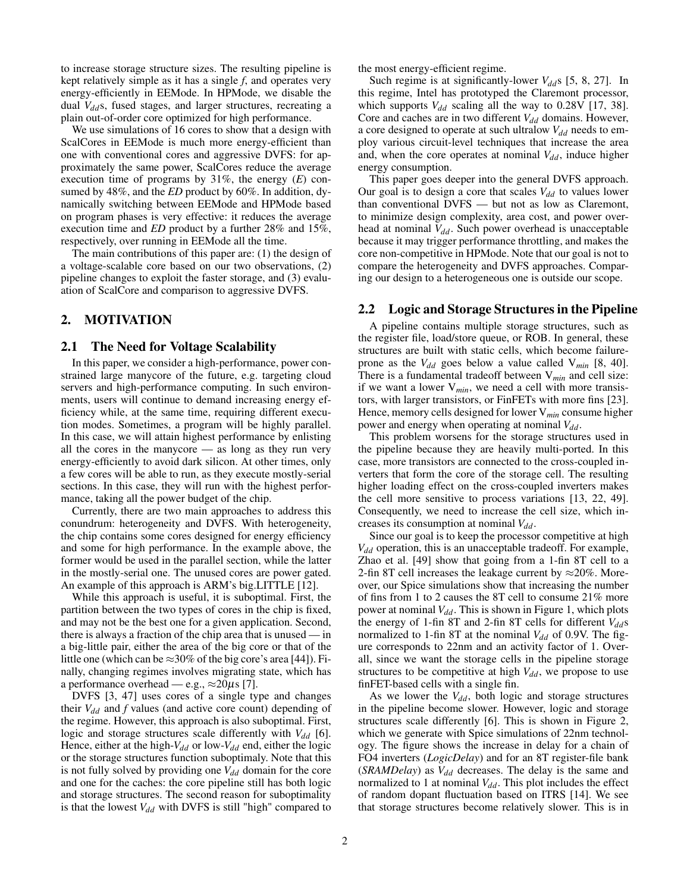to increase storage structure sizes. The resulting pipeline is kept relatively simple as it has a single $f$, and operates very energy-efficiently in EEMode. In HPMode, we disable the dual $V_{dd}$s, fused stages, and larger structures, recreating a plain out-of-order core optimized for high performance.

We use simulations of 16 cores to show that a design with ScalCores in EEMode is much more energy-efficient than one with conventional cores and aggressive DVFS: for approximately the same power, ScalCores reduce the average execution time of programs by 31%, the energy ($E$) consumed by 48%, and the $ED$ product by 60%. In addition, dynamically switching between EEMode and HPMode based on program phases is very effective: it reduces the average execution time and $ED$ product by a further 28% and 15%, respectively, over running in EEMode all the time.

The main contributions of this paper are: (1) the design of a voltage-scalable core based on our two observations, (2) pipeline changes to exploit the faster storage, and (3) evaluation of ScalCore and comparison to aggressive DVFS.

## 2. MOTIVATION

### 2.1 The Need for Voltage Scalability

In this paper, we consider a high-performance, power constrained large manycore of the future, e.g. targeting cloud servers and high-performance computing. In such environments, users will continue to demand increasing energy efficiency while, at the same time, requiring different execution modes. Sometimes, a program will be highly parallel. In this case, we will attain highest performance by enlisting all the cores in the manycore — as long as they run very energy-efficiently to avoid dark silicon. At other times, only a few cores will be able to run, as they execute mostly-serial sections. In this case, they will run with the highest performance, taking all the power budget of the chip.

Currently, there are two main approaches to address this conundrum: heterogeneity and DVFS. With heterogeneity, the chip contains some cores designed for energy efficiency and some for high performance. In the example above, the former would be used in the parallel section, while the latter in the mostly-serial one. The unused cores are power gated. An example of this approach is ARM's big.LITTLE [12].

While this approach is useful, it is suboptimal. First, the partition between the two types of cores in the chip is fixed, and may not be the best one for a given application. Second, there is always a fraction of the chip area that is unused — in a big-little pair, either the area of the big core or that of the little one (which can be ≈30% of the big core's area [44]). Finally, changing regimes involves migrating state, which has a performance overhead — e.g., ≈20$\mu$s [7].

DVFS [3, 47] uses cores of a single type and changes their $V_{dd}$ and $f$ values (and active core count) depending of the regime. However, this approach is also suboptimal. First, logic and storage structures scale differently with $V_{dd}$ [6]. Hence, either at the high-$V_{dd}$ or low-$V_{dd}$ end, either the logic or the storage structures function suboptimaly. Note that this is not fully solved by providing one $V_{dd}$ domain for the core and one for the caches: the core pipeline still has both logic and storage structures. The second reason for suboptimality is that the lowest $V_{dd}$ with DVFS is still "high" compared to the most energy-efficient regime.

Such regime is at significantly-lower $V_{dd}$s [5, 8, 27]. In this regime, Intel has prototyped the Claremont processor, which supports $V_{dd}$ scaling all the way to 0.28V [17, 38]. Core and caches are in two different $V_{dd}$ domains. However, a core designed to operate at such ultralow $V_{dd}$ needs to employ various circuit-level techniques that increase the area and, when the core operates at nominal $V_{dd}$, induce higher energy consumption.

This paper goes deeper into the general DVFS approach. Our goal is to design a core that scales $V_{dd}$ to values lower than conventional DVFS — but not as low as Claremont, to minimize design complexity, area cost, and power overhead at nominal $V_{dd}$. Such power overhead is unacceptable because it may trigger performance throttling, and makes the core non-competitive in HPMode. Note that our goal is not to compare the heterogeneity and DVFS approaches. Comparing our design to a heterogeneous one is outside our scope.

### 2.2 Logic and Storage Structures in the Pipeline

A pipeline contains multiple storage structures, such as the register file, load/store queue, or ROB. In general, these structures are built with static cells, which become failure-prone as the $V_{dd}$ goes below a value called $V_{min}$ [8, 40]. There is a fundamental tradeoff between $V_{min}$ and cell size: if we want a lower $V_{min}$, we need a cell with more transistors, with larger transistors, or FinFETs with more fins [23]. Hence, memory cells designed for lower $V_{min}$ consume higher power and energy when operating at nominal $V_{dd}$.

This problem worsens for the storage structures used in the pipeline because they are heavily multi-ported. In this case, more transistors are connected to the cross-coupled inverters that form the core of the storage cell. The resulting higher loading effect on the cross-coupled inverters makes the cell more sensitive to process variations [13, 22, 49]. Consequently, we need to increase the cell size, which increases its consumption at nominal $V_{dd}$.

Since our goal is to keep the processor competitive at high $V_{dd}$ operation, this is an unacceptable tradeoff. For example, Zhao et al. [49] show that going from a 1-fin 8T cell to a 2-fin 8T cell increases the leakage current by ≈20%. Moreover, our Spice simulations show that increasing the number of fins from 1 to 2 causes the 8T cell to consume 21% more power at nominal $V_{dd}$. This is shown in Figure 1, which plots the energy of 1-fin 8T and 2-fin 8T cells for different $V_{dd}$s normalized to 1-fin 8T at the nominal $V_{dd}$ of 0.9V. The figure corresponds to 22nm and an activity factor of 1. Overall, since we want the storage cells in the pipeline storage structures to be competitive at high $V_{dd}$, we propose to use finFET-based cells with a single fin.

As we lower the $V_{dd}$, both logic and storage structures in the pipeline become slower. However, logic and storage structures scale differently [6]. This is shown in Figure 2, which we generate with Spice simulations of 22nm technology. The figure shows the increase in delay for a chain of FO4 inverters (*LogicDelay*) and for an 8T register-file bank (*SRAMDelay*) as $V_{dd}$ decreases. The delay is the same and normalized to 1 at nominal $V_{dd}$. This plot includes the effect of random dopant fluctuation based on ITRS [14]. We see that storage structures become relatively slower. This is in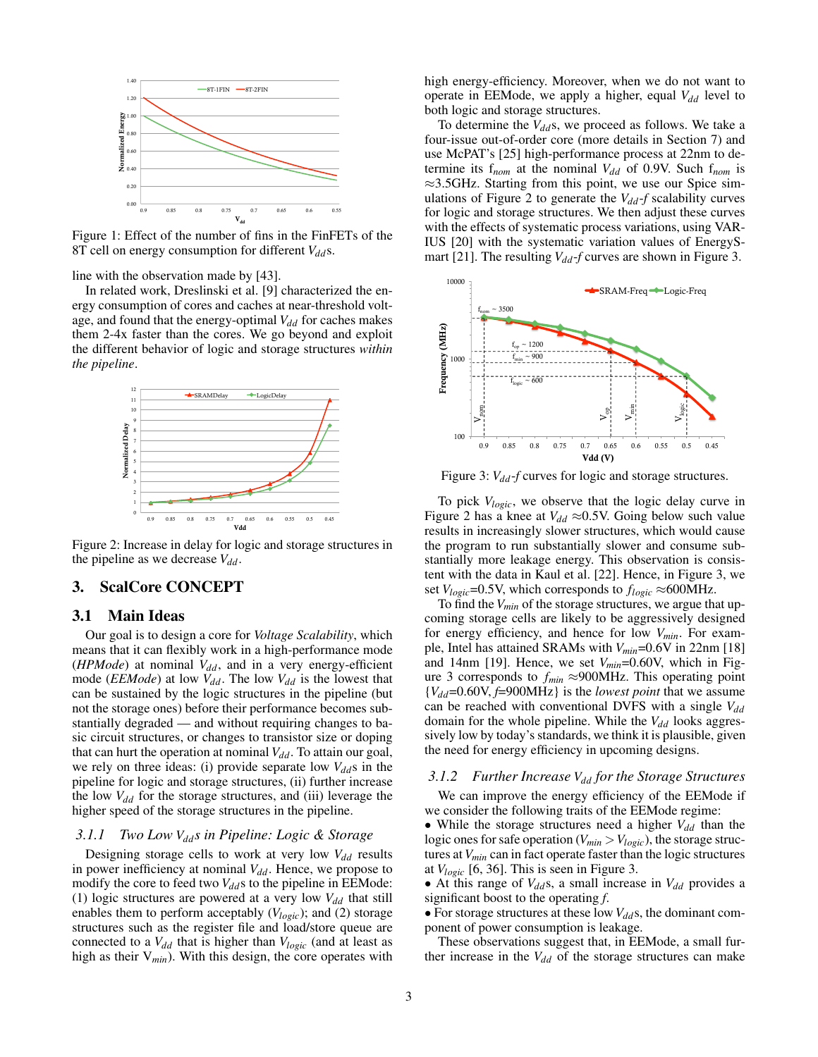Figure 1: Effect of the number of fins in the FinFETs of the 8T cell on energy consumption for different $V_{dd}$s.

line with the observation made by [43].

In related work, Dreslinski et al. [9] characterized the energy consumption of cores and caches at near-threshold voltage, and found that the energy-optimal $V_{dd}$ for caches makes them 2-4x faster than the cores. We go beyond and exploit the different behavior of logic and storage structures *within the pipeline*.

Figure 2: Increase in delay for logic and storage structures in the pipeline as we decrease $V_{dd}$.

## 3. ScalCore CONCEPT

### 3.1 Main Ideas

Our goal is to design a core for *Voltage Scalability*, which means that it can flexibly work in a high-performance mode (*HPMode*) at nominal $V_{dd}$, and in a very energy-efficient mode (*EEMode*) at low $V_{dd}$. The low $V_{dd}$ is the lowest that can be sustained by the logic structures in the pipeline (but not the storage ones) before their performance becomes substantially degraded — and without requiring changes to basic circuit structures, or changes to transistor size or doping that can hurt the operation at nominal $V_{dd}$. To attain our goal, we rely on three ideas: (i) provide separate low $V_{dd}$s in the pipeline for logic and storage structures, (ii) further increase the low $V_{dd}$ for the storage structures, and (iii) leverage the higher speed of the storage structures in the pipeline.

#### 3.1.1 Two Low $V_{dd}$s in Pipeline: Logic & Storage

Designing storage cells to work at very low $V_{dd}$ results in power inefficiency at nominal $V_{dd}$. Hence, we propose to modify the core to feed two $V_{dd}$s to the pipeline in EEMode: (1) logic structures are powered at a very low $V_{dd}$ that still enables them to perform acceptably ($V_{logic}$); and (2) storage structures such as the register file and load/store queue are connected to a $V_{dd}$ that is higher than $V_{logic}$ (and at least as high as their $V_{min}$). With this design, the core operates with high energy-efficiency. Moreover, when we do not want to operate in EEMode, we apply a higher, equal $V_{dd}$ level to both logic and storage structures.

To determine the $V_{dd}$s, we proceed as follows. We take a four-issue out-of-order core (more details in Section 7) and use McPAT's [25] high-performance process at 22nm to determine its $f_{nom}$ at the nominal $V_{dd}$ of 0.9V. Such $f_{nom}$ is ≈3.5GHz. Starting from this point, we use our Spice simulations of Figure 2 to generate the $V_{dd}$-$f$ scalability curves for logic and storage structures. We then adjust these curves with the effects of systematic process variations, using VARIUS [20] with the systematic variation values of EnergySmart [21]. The resulting $V_{dd}$-$f$ curves are shown in Figure 3.

Figure 3: $V_{dd}$-$f$ curves for logic and storage structures.

To pick $V_{logic}$, we observe that the logic delay curve in Figure 2 has a knee at $V_{dd}$ ≈0.5V. Going below such value results in increasingly slower structures, which would cause the program to run substantially slower and consume substantially more leakage energy. This observation is consistent with the data in Kaul et al. [22]. Hence, in Figure 3, we set $V_{logic}$=0.5V, which corresponds to $f_{logic}$ ≈600MHz.

To find the $V_{min}$ of the storage structures, we argue that upcoming storage cells are likely to be aggressively designed for energy efficiency, and hence for low $V_{min}$. For example, Intel has attained SRAMs with $V_{min}$=0.6V in 22nm [18] and 14nm [19]. Hence, we set $V_{min}$=0.60V, which in Figure 3 corresponds to $f_{min}$ ≈900MHz. This operating point {$V_{dd}$=0.60V, $f$=900MHz} is the *lowest point* that we assume can be reached with conventional DVFS with a single $V_{dd}$ domain for the whole pipeline. While the $V_{dd}$ looks aggressively low by today's standards, we think it is plausible, given the need for energy efficiency in upcoming designs.

#### 3.1.2 Further Increase $V_{dd}$ for the Storage Structures

We can improve the energy efficiency of the EEMode if we consider the following traits of the EEMode regime:

- While the storage structures need a higher $V_{dd}$ than the logic ones for safe operation ($V_{min} > V_{logic}$), the storage structures at $V_{min}$ can in fact operate faster than the logic structures at $V_{logic}$ [6, 36]. This is seen in Figure 3.
- At this range of $V_{dd}$s, a small increase in $V_{dd}$ provides a significant boost to the operating $f$.
- For storage structures at these low $V_{dd}$s, the dominant component of power consumption is leakage.

These observations suggest that, in EEMode, a small further increase in the $V_{dd}$ of the storage structures can make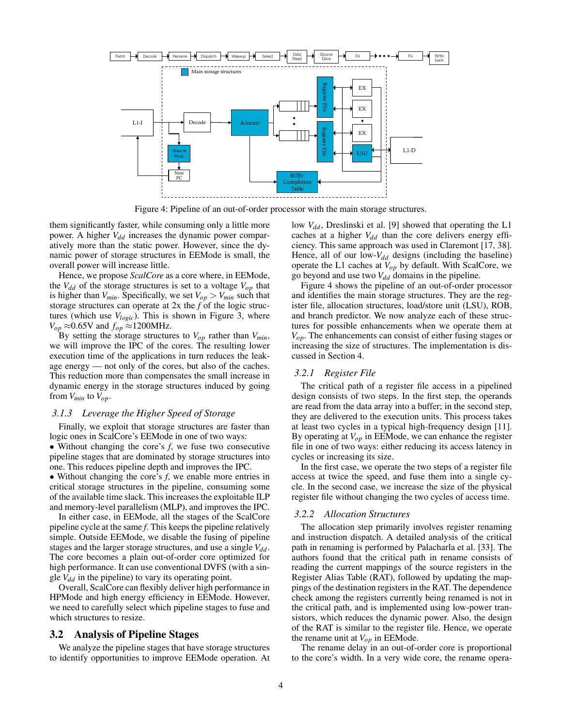Figure 4: Pipeline of an out-of-order processor with the main storage structures.

them significantly faster, while consuming only a little more power. A higher $V_{dd}$ increases the dynamic power comparatively more than the static power. However, since the dynamic power of storage structures in EEMode is small, the overall power will increase little.

Hence, we propose *ScalCore* as a core where, in EEMode, the $V_{dd}$ of the storage structures is set to a voltage $V_{op}$ that is higher than $V_{min}$. Specifically, we set $V_{op} > V_{min}$ such that storage structures can operate at 2x the $f$ of the logic structures (which use $V_{logic}$). This is shown in Figure 3, where $V_{op} \approx$0.65V and $f_{op} \approx$1200MHz.

By setting the storage structures to $V_{op}$ rather than $V_{min}$, we will improve the IPC of the cores. The resulting lower execution time of the applications in turn reduces the leakage energy — not only of the cores, but also of the caches. This reduction more than compensates the small increase in dynamic energy in the storage structures induced by going from $V_{min}$ to $V_{op}$.

### 3.1.3 *Leverage the Higher Speed of Storage*

Finally, we exploit that storage structures are faster than logic ones in ScalCore's EEMode in one of two ways:

- Without changing the core's $f$, we fuse two consecutive pipeline stages that are dominated by storage structures into one. This reduces pipeline depth and improves the IPC.
- Without changing the core's $f$, we enable more entries in critical storage structures in the pipeline, consuming some of the available time slack. This increases the exploitable ILP and memory-level parallelism (MLP), and improves the IPC.

In either case, in EEMode, all the stages of the ScalCore pipeline cycle at the same $f$. This keeps the pipeline relatively simple. Outside EEMode, we disable the fusing of pipeline stages and the larger storage structures, and use a single $V_{dd}$. The core becomes a plain out-of-order core optimized for high performance. It can use conventional DVFS (with a single $V_{dd}$ in the pipeline) to vary its operating point.

Overall, ScalCore can flexibly deliver high performance in HPMode and high energy efficiency in EEMode. However, we need to carefully select which pipeline stages to fuse and which structures to resize.

## 3.2 Analysis of Pipeline Stages

We analyze the pipeline stages that have storage structures to identify opportunities to improve EEMode operation. At low $V_{dd}$, Dreslinski et al. [9] showed that operating the L1 caches at a higher $V_{dd}$ than the core delivers energy efficiency. This same approach was used in Claremont [17, 38]. Hence, all of our low-$V_{dd}$ designs (including the baseline) operate the L1 caches at $V_{op}$ by default. With ScalCore, we go beyond and use two $V_{dd}$ domains in the pipeline.

Figure 4 shows the pipeline of an out-of-order processor and identifies the main storage structures. They are the register file, allocation structures, load/store unit (LSU), ROB, and branch predictor. We now analyze each of these structures for possible enhancements when we operate them at $V_{op}$. The enhancements can consist of either fusing stages or increasing the size of structures. The implementation is discussed in Section 4.

### 3.2.1 *Register File*

The critical path of a register file access in a pipelined design consists of two steps. In the first step, the operands are read from the data array into a buffer; in the second step, they are delivered to the execution units. This process takes at least two cycles in a typical high-frequency design [11]. By operating at $V_{op}$ in EEMode, we can enhance the register file in one of two ways: either reducing its access latency in cycles or increasing its size.

In the first case, we operate the two steps of a register file access at twice the speed, and fuse them into a single cycle. In the second case, we increase the size of the physical register file without changing the two cycles of access time.

### 3.2.2 *Allocation Structures*

The allocation step primarily involves register renaming and instruction dispatch. A detailed analysis of the critical path in renaming is performed by Palacharla et al. [33]. The authors found that the critical path in rename consists of reading the current mappings of the source registers in the Register Alias Table (RAT), followed by updating the mappings of the destination registers in the RAT. The dependence check among the registers currently being renamed is not in the critical path, and is implemented using low-power transistors, which reduces the dynamic power. Also, the design of the RAT is similar to the register file. Hence, we operate the rename unit at $V_{op}$ in EEMode.

The rename delay in an out-of-order core is proportional to the core's width. In a very wide core, the rename opera-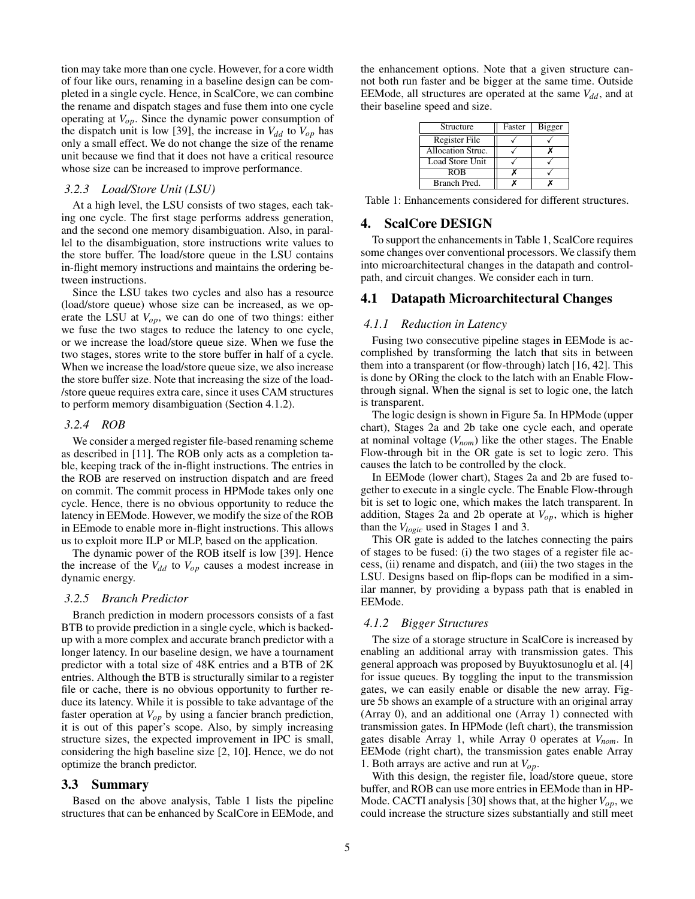tion may take more than one cycle. However, for a core width of four like ours, renaming in a baseline design can be completed in a single cycle. Hence, in ScalCore, we can combine the rename and dispatch stages and fuse them into one cycle operating at $V_{op}$. Since the dynamic power consumption of the dispatch unit is low [39], the increase in $V_{dd}$ to $V_{op}$ has only a small effect. We do not change the size of the rename unit because we find that it does not have a critical resource whose size can be increased to improve performance.

#### 3.2.3 Load/Store Unit (LSU)

At a high level, the LSU consists of two stages, each taking one cycle. The first stage performs address generation, and the second one memory disambiguation. Also, in parallel to the disambiguation, store instructions write values to the store buffer. The load/store queue in the LSU contains in-flight memory instructions and maintains the ordering between instructions.

Since the LSU takes two cycles and also has a resource (load/store queue) whose size can be increased, as we operate the LSU at $V_{op}$, we can do one of two things: either we fuse the two stages to reduce the latency to one cycle, or we increase the load/store queue size. When we fuse the two stages, stores write to the store buffer in half of a cycle. When we increase the load/store queue size, we also increase the store buffer size. Note that increasing the size of the load-/store queue requires extra care, since it uses CAM structures to perform memory disambiguation (Section 4.1.2).

#### 3.2.4 ROB

We consider a merged register file-based renaming scheme as described in [11]. The ROB only acts as a completion table, keeping track of the in-flight instructions. The entries in the ROB are reserved on instruction dispatch and are freed on commit. The commit process in HPMode takes only one cycle. Hence, there is no obvious opportunity to reduce the latency in EEMode. However, we modify the size of the ROB in EEmode to enable more in-flight instructions. This allows us to exploit more ILP or MLP, based on the application.

The dynamic power of the ROB itself is low [39]. Hence the increase of the $V_{dd}$ to $V_{op}$ causes a modest increase in dynamic energy.

#### 3.2.5 Branch Predictor

Branch prediction in modern processors consists of a fast BTB to provide prediction in a single cycle, which is backed-up with a more complex and accurate branch predictor with a longer latency. In our baseline design, we have a tournament predictor with a total size of 48K entries and a BTB of 2K entries. Although the BTB is structurally similar to a register file or cache, there is no obvious opportunity to further reduce its latency. While it is possible to take advantage of the faster operation at $V_{op}$ by using a fancier branch prediction, it is out of this paper's scope. Also, by simply increasing structure sizes, the expected improvement in IPC is small, considering the high baseline size [2, 10]. Hence, we do not optimize the branch predictor.

### 3.3 Summary

Based on the above analysis, Table 1 lists the pipeline structures that can be enhanced by ScalCore in EEMode, and the enhancement options. Note that a given structure cannot both run faster and be bigger at the same time. Outside EEMode, all structures are operated at the same $V_{dd}$, and at their baseline speed and size.

| Structure | Faster | Bigger |
|---|---|---|
| Register File | ✓ | ✓ |
| Allocation Struc. | ✓ | ✗ |
| Load Store Unit | ✓ | ✓ |
| ROB | ✗ | ✓ |
| Branch Pred. | ✗ | ✗ |

Table 1: Enhancements considered for different structures.

## 4. ScalCore DESIGN

To support the enhancements in Table 1, ScalCore requires some changes over conventional processors. We classify them into microarchitectural changes in the datapath and control-path, and circuit changes. We consider each in turn.

### 4.1 Datapath Microarchitectural Changes

#### 4.1.1 Reduction in Latency

Fusing two consecutive pipeline stages in EEMode is accomplished by transforming the latch that sits in between them into a transparent (or flow-through) latch [16, 42]. This is done by ORing the clock to the latch with an Enable Flow-through signal. When the signal is set to logic one, the latch is transparent.

The logic design is shown in Figure 5a. In HPMode (upper chart), Stages 2a and 2b take one cycle each, and operate at nominal voltage ($V_{nom}$) like the other stages. The Enable Flow-through bit in the OR gate is set to logic zero. This causes the latch to be controlled by the clock.

In EEMode (lower chart), Stages 2a and 2b are fused together to execute in a single cycle. The Enable Flow-through bit is set to logic one, which makes the latch transparent. In addition, Stages 2a and 2b operate at $V_{op}$, which is higher than the $V_{logic}$ used in Stages 1 and 3.

This OR gate is added to the latches connecting the pairs of stages to be fused: (i) the two stages of a register file access, (ii) rename and dispatch, and (iii) the two stages in the LSU. Designs based on flip-flops can be modified in a similar manner, by providing a bypass path that is enabled in EEMode.

#### 4.1.2 Bigger Structures

The size of a storage structure in ScalCore is increased by enabling an additional array with transmission gates. This general approach was proposed by Buyuktosunoglu et al. [4] for issue queues. By toggling the input to the transmission gates, we can easily enable or disable the new array. Figure 5b shows an example of a structure with an original array (Array 0), and an additional one (Array 1) connected with transmission gates. In HPMode (left chart), the transmission gates disable Array 1, while Array 0 operates at $V_{nom}$. In EEMode (right chart), the transmission gates enable Array 1. Both arrays are active and run at $V_{op}$.

With this design, the register file, load/store queue, store buffer, and ROB can use more entries in EEMode than in HPMode. CACTI analysis [30] shows that, at the higher $V_{op}$, we could increase the structure sizes substantially and still meet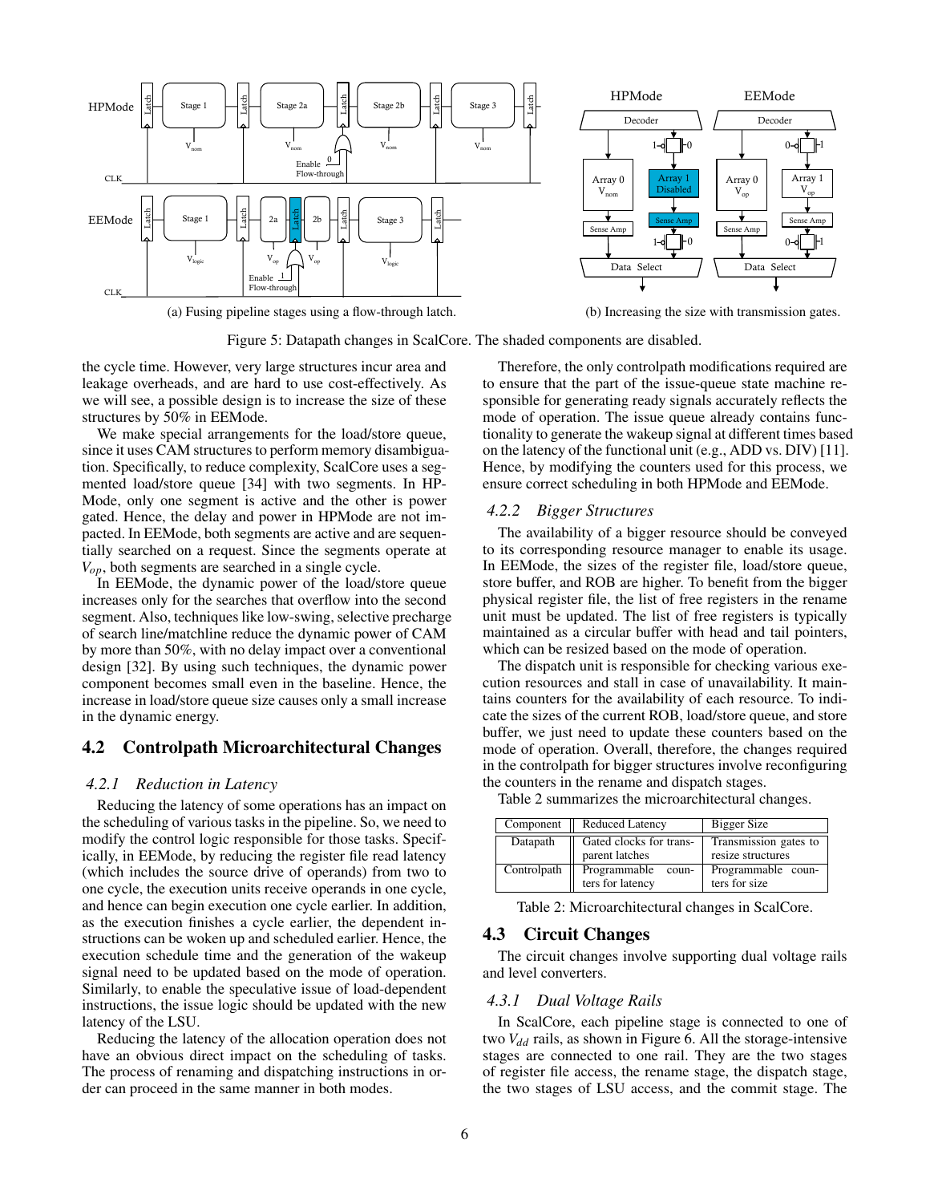HPMode

Latch Stage 1 Latch Stage 2a Latch Stage 2b Latch Stage 3 Latch

$V_{nom}$ $V_{nom}$ $V_{nom}$ $V_{nom}$

0

Enable Flow-through

CLK

EEMode

Latch Stage 1 Latch 2a Latch 2b Latch Stage 3 Latch

$V_{logic}$ $V_{op}$ $V_{op}$ $V_{logic}$

1

Enable Flow-through

CLK

(a) Fusing pipeline stages using a flow-through latch.

HPMode EEMode

Decoder Decoder

1 0 0 1

Array 0 $V_{nom}$ Array 1 Disabled Array 0 $V_{op}$ Array 1 $V_{op}$

Sense Amp Sense Amp Sense Amp Sense Amp

1 0 0 1

Data Select Data Select

(b) Increasing the size with transmission gates.

Figure 5: Datapath changes in ScalCore. The shaded components are disabled.

the cycle time. However, very large structures incur area and leakage overheads, and are hard to use cost-effectively. As we will see, a possible design is to increase the size of these structures by 50% in EEMode.

We make special arrangements for the load/store queue, since it uses CAM structures to perform memory disambiguation. Specifically, to reduce complexity, ScalCore uses a segmented load/store queue [34] with two segments. In HPMode, only one segment is active and the other is power gated. Hence, the delay and power in HPMode are not impacted. In EEMode, both segments are active and are sequentially searched on a request. Since the segments operate at $V_{op}$, both segments are searched in a single cycle.

In EEMode, the dynamic power of the load/store queue increases only for the searches that overflow into the second segment. Also, techniques like low-swing, selective precharge of search line/matchline reduce the dynamic power of CAM by more than 50%, with no delay impact over a conventional design [32]. By using such techniques, the dynamic power component becomes small even in the baseline. Hence, the increase in load/store queue size causes only a small increase in the dynamic energy.

## 4.2 Controlpath Microarchitectural Changes

### *4.2.1 Reduction in Latency*

Reducing the latency of some operations has an impact on the scheduling of various tasks in the pipeline. So, we need to modify the control logic responsible for those tasks. Specifically, in EEMode, by reducing the register file read latency (which includes the source drive of operands) from two to one cycle, the execution units receive operands in one cycle, and hence can begin execution one cycle earlier. In addition, as the execution finishes a cycle earlier, the dependent instructions can be woken up and scheduled earlier. Hence, the execution schedule time and the generation of the wakeup signal need to be updated based on the mode of operation. Similarly, to enable the speculative issue of load-dependent instructions, the issue logic should be updated with the new latency of the LSU.

Reducing the latency of the allocation operation does not have an obvious direct impact on the scheduling of tasks. The process of renaming and dispatching instructions in order can proceed in the same manner in both modes.

Therefore, the only controlpath modifications required are to ensure that the part of the issue-queue state machine responsible for generating ready signals accurately reflects the mode of operation. The issue queue already contains functionality to generate the wakeup signal at different times based on the latency of the functional unit (e.g., ADD vs. DIV) [11]. Hence, by modifying the counters used for this process, we ensure correct scheduling in both HPMode and EEMode.

### *4.2.2 Bigger Structures*

The availability of a bigger resource should be conveyed to its corresponding resource manager to enable its usage. In EEMode, the sizes of the register file, load/store queue, store buffer, and ROB are higher. To benefit from the bigger physical register file, the list of free registers in the rename unit must be updated. The list of free registers is typically maintained as a circular buffer with head and tail pointers, which can be resized based on the mode of operation.

The dispatch unit is responsible for checking various execution resources and stall in case of unavailability. It maintains counters for the availability of each resource. To indicate the sizes of the current ROB, load/store queue, and store buffer, we just need to update these counters based on the mode of operation. Overall, therefore, the changes required in the controlpath for bigger structures involve reconfiguring the counters in the rename and dispatch stages.

Table 2 summarizes the microarchitectural changes.

| Component | Reduced Latency | Bigger Size |
|---|---|---|
| Datapath | Gated clocks for transparent latches | Transmission gates to resize structures |
| Controlpath | Programmable counters for latency | Programmable counters for size |

Table 2: Microarchitectural changes in ScalCore.

## 4.3 Circuit Changes

The circuit changes involve supporting dual voltage rails and level converters.

### *4.3.1 Dual Voltage Rails*

In ScalCore, each pipeline stage is connected to one of two $V_{dd}$ rails, as shown in Figure 6. All the storage-intensive stages are connected to one rail. They are the two stages of register file access, the rename stage, the dispatch stage, the two stages of LSU access, and the commit stage. The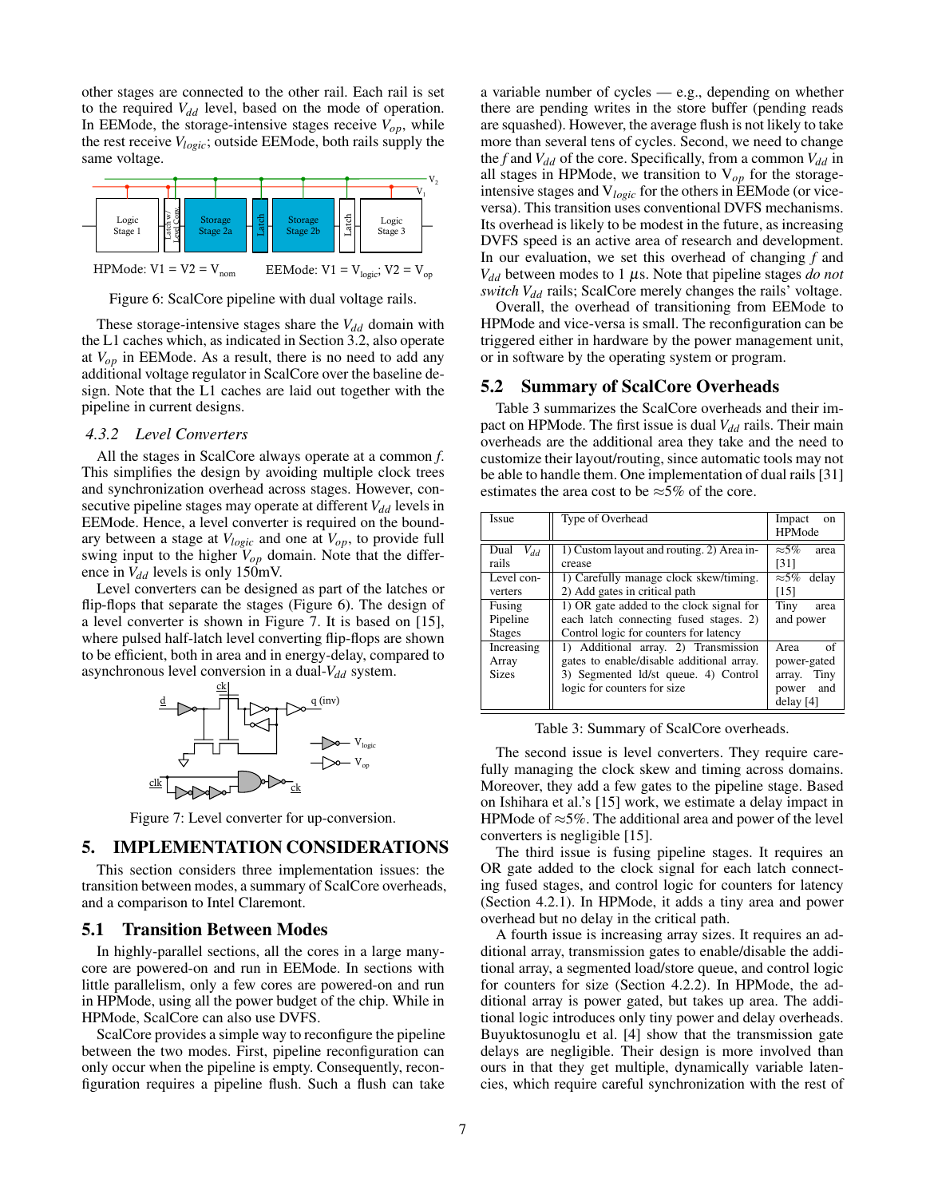other stages are connected to the other rail. Each rail is set to the required $V_{dd}$ level, based on the mode of operation. In EEMode, the storage-intensive stages receive $V_{op}$, while the rest receive $V_{logic}$; outside EEMode, both rails supply the same voltage.

HPMode: $V1 = V2 = V_{nom}$ EEMode: $V1 = V_{logic}$; $V2 = V_{op}$

Figure 6: ScalCore pipeline with dual voltage rails.

These storage-intensive stages share the $V_{dd}$ domain with the L1 caches which, as indicated in Section 3.2, also operate at $V_{op}$ in EEMode. As a result, there is no need to add any additional voltage regulator in ScalCore over the baseline design. Note that the L1 caches are laid out together with the pipeline in current designs.

### 4.3.2 Level Converters

All the stages in ScalCore always operate at a common *f*. This simplifies the design by avoiding multiple clock trees and synchronization overhead across stages. However, consecutive pipeline stages may operate at different $V_{dd}$ levels in EEMode. Hence, a level converter is required on the boundary between a stage at $V_{logic}$ and one at $V_{op}$, to provide full swing input to the higher $V_{op}$ domain. Note that the difference in $V_{dd}$ levels is only 150mV.

Level converters can be designed as part of the latches or flip-flops that separate the stages (Figure 6). The design of a level converter is shown in Figure 7. It is based on [15], where pulsed half-latch level converting flip-flops are shown to be efficient, both in area and in energy-delay, compared to asynchronous level conversion in a dual-$V_{dd}$ system.

Figure 7: Level converter for up-conversion.

## 5. IMPLEMENTATION CONSIDERATIONS

This section considers three implementation issues: the transition between modes, a summary of ScalCore overheads, and a comparison to Intel Claremont.

## 5.1 Transition Between Modes

In highly-parallel sections, all the cores in a large manycore are powered-on and run in EEMode. In sections with little parallelism, only a few cores are powered-on and run in HPMode, using all the power budget of the chip. While in HPMode, ScalCore can also use DVFS.

ScalCore provides a simple way to reconfigure the pipeline between the two modes. First, pipeline reconfiguration can only occur when the pipeline is empty. Consequently, reconfiguration requires a pipeline flush. Such a flush can take a variable number of cycles — e.g., depending on whether there are pending writes in the store buffer (pending reads are squashed). However, the average flush is not likely to take more than several tens of cycles. Second, we need to change the *f* and $V_{dd}$ of the core. Specifically, from a common $V_{dd}$ in all stages in HPMode, we transition to $V_{op}$ for the storage-intensive stages and $V_{logic}$ for the others in EEMode (or vice-versa). This transition uses conventional DVFS mechanisms. Its overhead is likely to be modest in the future, as increasing DVFS speed is an active area of research and development. In our evaluation, we set this overhead of changing *f* and $V_{dd}$ between modes to 1 $\mu$s. Note that pipeline stages *do not switch* $V_{dd}$ rails; ScalCore merely changes the rails' voltage.

Overall, the overhead of transitioning from EEMode to HPMode and vice-versa is small. The reconfiguration can be triggered either in hardware by the power management unit, or in software by the operating system or program.

## 5.2 Summary of ScalCore Overheads

Table 3 summarizes the ScalCore overheads and their impact on HPMode. The first issue is dual $V_{dd}$ rails. Their main overheads are the additional area they take and the need to customize their layout/routing, since automatic tools may not be able to handle them. One implementation of dual rails [31] estimates the area cost to be ≈5% of the core.

| Issue | Type of Overhead | Impact on HPMode |
|---|---|---|
| Dual $V_{dd}$ rails | 1) Custom layout and routing. 2) Area increase | ≈5% area [31] |
| Level converters | 1) Carefully manage clock skew/timing. 2) Add gates in critical path | ≈5% delay [15] |
| Fusing Pipeline Stages | 1) OR gate added to the clock signal for each latch connecting fused stages. 2) Control logic for counters for latency | Tiny area and power |
| Increasing Array Sizes | 1) Additional array. 2) Transmission gates to enable/disable additional array. 3) Segmented ld/st queue. 4) Control logic for counters for size | Area of power-gated array. Tiny power and delay [4] |

Table 3: Summary of ScalCore overheads.

The second issue is level converters. They require carefully managing the clock skew and timing across domains. Moreover, they add a few gates to the pipeline stage. Based on Ishihara et al.'s [15] work, we estimate a delay impact in HPMode of ≈5%. The additional area and power of the level converters is negligible [15].

The third issue is fusing pipeline stages. It requires an OR gate added to the clock signal for each latch connecting fused stages, and control logic for counters for latency (Section 4.2.1). In HPMode, it adds a tiny area and power overhead but no delay in the critical path.

A fourth issue is increasing array sizes. It requires an additional array, transmission gates to enable/disable the additional array, a segmented load/store queue, and control logic for counters for size (Section 4.2.2). In HPMode, the additional array is power gated, but takes up area. The additional logic introduces only tiny power and delay overheads. Buyuktosunoglu et al. [4] show that the transmission gate delays are negligible. Their design is more involved than ours in that they get multiple, dynamically variable latencies, which require careful synchronization with the rest of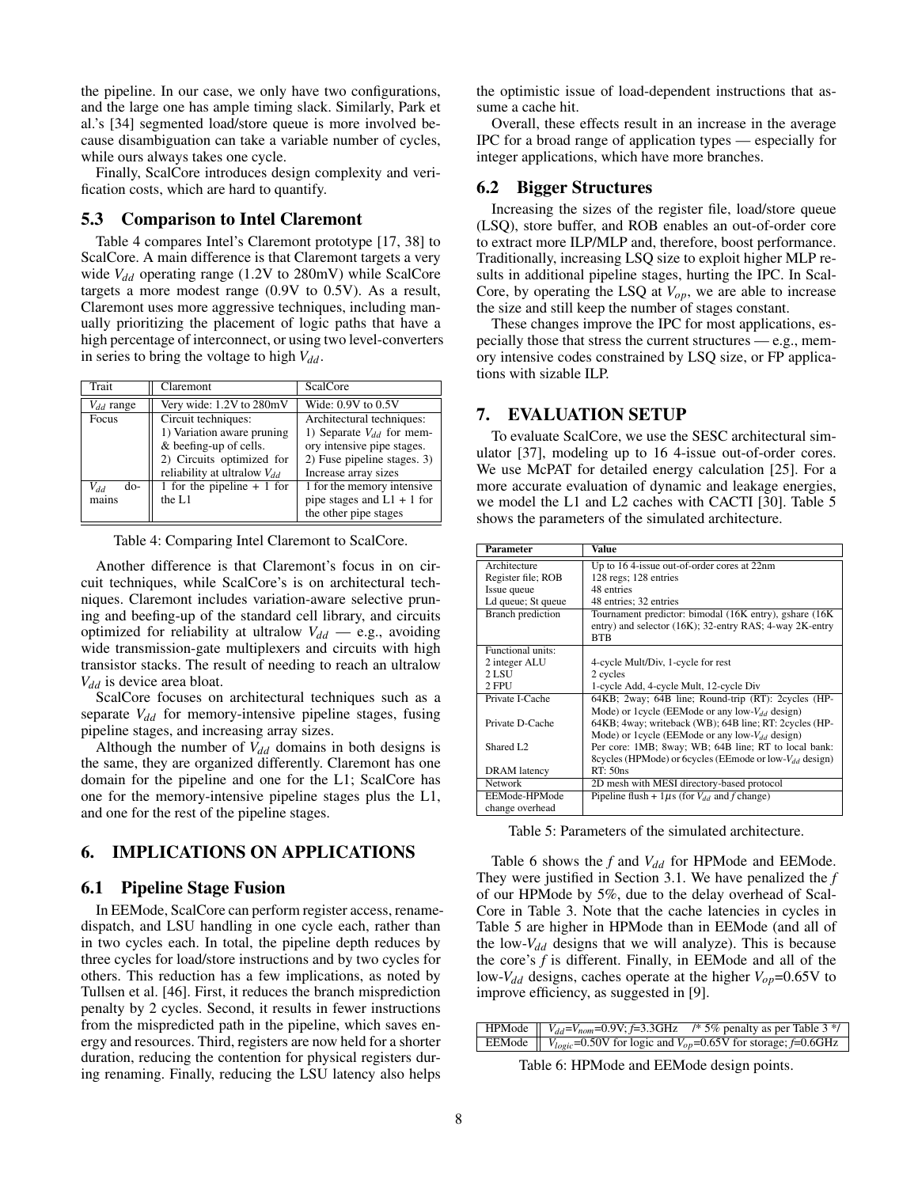the pipeline. In our case, we only have two configurations, and the large one has ample timing slack. Similarly, Park et al.'s [34] segmented load/store queue is more involved because disambiguation can take a variable number of cycles, while ours always takes one cycle.

Finally, ScalCore introduces design complexity and verification costs, which are hard to quantify.

### 5.3 Comparison to Intel Claremont

Table 4 compares Intel's Claremont prototype [17, 38] to ScalCore. A main difference is that Claremont targets a very wide $V_{dd}$ operating range (1.2V to 280mV) while ScalCore targets a more modest range (0.9V to 0.5V). As a result, Claremont uses more aggressive techniques, including manually prioritizing the placement of logic paths that have a high percentage of interconnect, or using two level-converters in series to bring the voltage to high $V_{dd}$.

| Trait | Claremont | ScalCore |
|---|---|---|
| $V_{dd}$ range | Very wide: 1.2V to 280mV | Wide: 0.9V to 0.5V |
| Focus | Circuit techniques: 1) Variation aware pruning & beefing-up of cells. 2) Circuits optimized for reliability at ultralow $V_{dd}$ | Architectural techniques: 1) Separate $V_{dd}$ for memory intensive pipe stages. 2) Fuse pipeline stages. 3) Increase array sizes |
| $V_{dd}$ domains | 1 for the pipeline + 1 for the L1 | 1 for the memory intensive pipe stages and L1 + 1 for the other pipe stages |

Table 4: Comparing Intel Claremont to ScalCore.

Another difference is that Claremont's focus in on circuit techniques, while ScalCore's is on architectural techniques. Claremont includes variation-aware selective pruning and beefing-up of the standard cell library, and circuits optimized for reliability at ultralow $V_{dd}$ — e.g., avoiding wide transmission-gate multiplexers and circuits with high transistor stacks. The result of needing to reach an ultralow $V_{dd}$ is device area bloat.

ScalCore focuses on architectural techniques such as a separate $V_{dd}$ for memory-intensive pipeline stages, fusing pipeline stages, and increasing array sizes.

Although the number of $V_{dd}$ domains in both designs is the same, they are organized differently. Claremont has one domain for the pipeline and one for the L1; ScalCore has one for the memory-intensive pipeline stages plus the L1, and one for the rest of the pipeline stages.

## 6. IMPLICATIONS ON APPLICATIONS

### 6.1 Pipeline Stage Fusion

In EEMode, ScalCore can perform register access, rename-dispatch, and LSU handling in one cycle each, rather than in two cycles each. In total, the pipeline depth reduces by three cycles for load/store instructions and by two cycles for others. This reduction has a few implications, as noted by Tullsen et al. [46]. First, it reduces the branch misprediction penalty by 2 cycles. Second, it results in fewer instructions from the mispredicted path in the pipeline, which saves energy and resources. Third, registers are now held for a shorter duration, reducing the contention for physical registers during renaming. Finally, reducing the LSU latency also helps the optimistic issue of load-dependent instructions that assume a cache hit.

Overall, these effects result in an increase in the average IPC for a broad range of application types — especially for integer applications, which have more branches.

### 6.2 Bigger Structures

Increasing the sizes of the register file, load/store queue (LSQ), store buffer, and ROB enables an out-of-order core to extract more ILP/MLP and, therefore, boost performance. Traditionally, increasing LSQ size to exploit higher MLP results in additional pipeline stages, hurting the IPC. In ScalCore, by operating the LSQ at $V_{op}$, we are able to increase the size and still keep the number of stages constant.

These changes improve the IPC for most applications, especially those that stress the current structures — e.g., memory intensive codes constrained by LSQ size, or FP applications with sizable ILP.

## 7. EVALUATION SETUP

To evaluate ScalCore, we use the SESC architectural simulator [37], modeling up to 16 4-issue out-of-order cores. We use McPAT for detailed energy calculation [25]. For a more accurate evaluation of dynamic and leakage energies, we model the L1 and L2 caches with CACTI [30]. Table 5 shows the parameters of the simulated architecture.

| Parameter | Value |
|---|---|
| Architecture | Up to 16 4-issue out-of-order cores at 22nm |
| Register file; ROB | 128 regs; 128 entries |
| Issue queue | 48 entries |
| Ld queue; St queue | 48 entries; 32 entries |
| Branch prediction | Tournament predictor: bimodal (16K entry), gshare (16K entry) and selector (16K); 32-entry RAS; 4-way 2K-entry BTB |
| Functional units: | |
| 2 integer ALU | 4-cycle Mult/Div, 1-cycle for rest |
| 2 LSU | 2 cycles |
| 2 FPU | 1-cycle Add, 4-cycle Mult, 12-cycle Div |
| Private I-Cache | 64KB; 2way; 64B line; Round-trip (RT): 2cycles (HPMode) or 1cycle (EEMode or any low-$V_{dd}$ design) |
| Private D-Cache | 64KB; 4way; writeback (WB); 64B line; RT: 2cycles (HPMode) or 1cycle (EEMode or any low-$V_{dd}$ design) |
| Shared L2 | Per core: 1MB; 8way; WB; 64B line; RT to local bank: 8cycles (HPMode) or 6cycles (EEmode or low-$V_{dd}$ design) |
| DRAM latency | RT: 50ns |
| Network | 2D mesh with MESI directory-based protocol |
| EEMode-HPMode change overhead | Pipeline flush + 1$\mu$s (for $V_{dd}$ and $f$ change) |

Table 5: Parameters of the simulated architecture.

Table 6 shows the $f$ and $V_{dd}$ for HPMode and EEMode. They were justified in Section 3.1. We have penalized the $f$ of our HPMode by 5%, due to the delay overhead of ScalCore in Table 3. Note that the cache latencies in cycles in Table 5 are higher in HPMode than in EEMode (and all of the low-$V_{dd}$ designs that we will analyze). This is because the core's $f$ is different. Finally, in EEMode and all of the low-$V_{dd}$ designs, caches operate at the higher $V_{op}$=0.65V to improve efficiency, as suggested in [9].

| | |
|---|---|
| HPMode | $V_{dd}$=$V_{nom}$=0.9V; $f$=3.3GHz /* 5% penalty as per Table 3 */ |
| EEMode | $V_{logic}$=0.50V for logic and $V_{op}$=0.65V for storage; $f$=0.6GHz |

Table 6: HPMode and EEMode design points.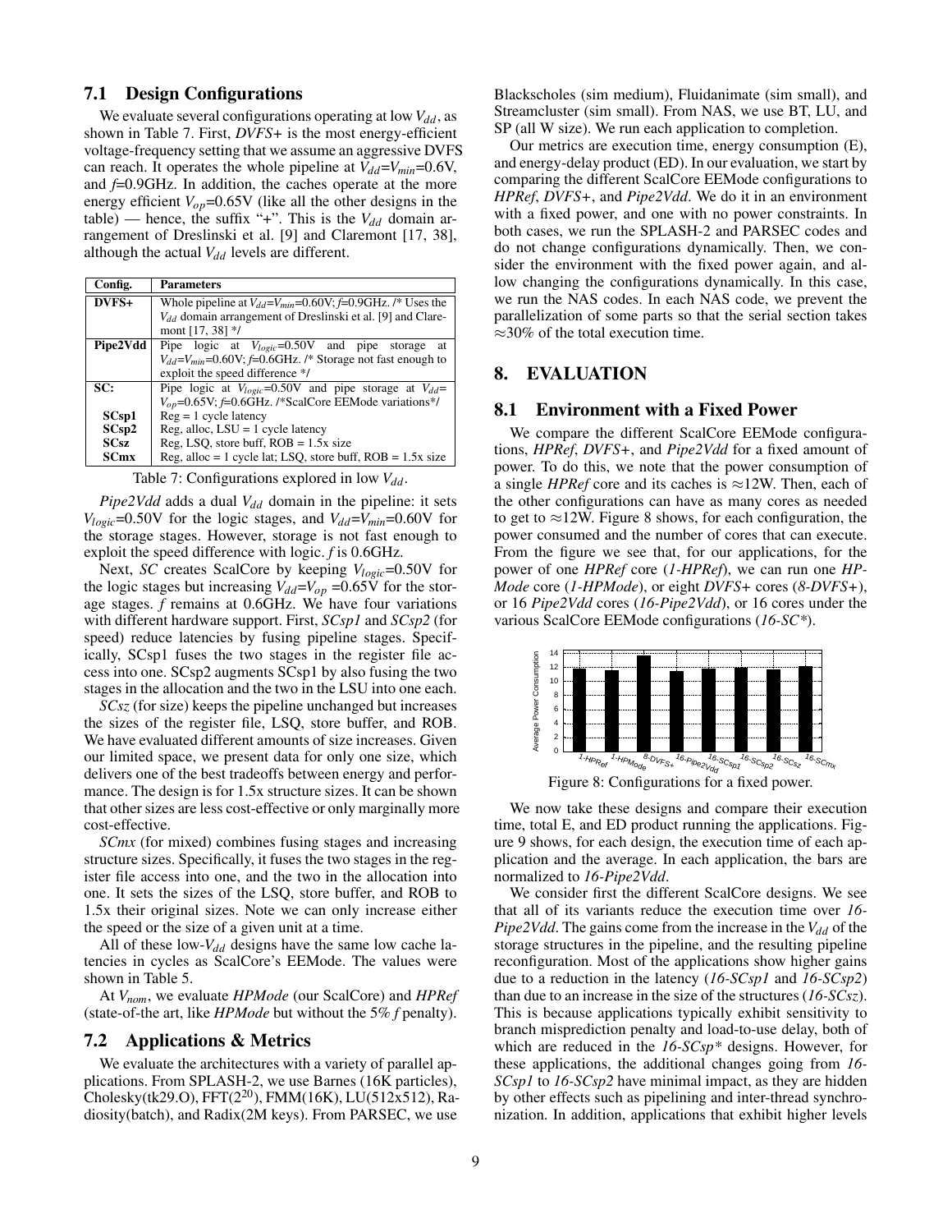### 7.1 Design Configurations

We evaluate several configurations operating at low $V_{dd}$, as shown in Table 7. First, *DVFS+* is the most energy-efficient voltage-frequency setting that we assume an aggressive DVFS can reach. It operates the whole pipeline at $V_{dd}$=$V_{min}$=0.6V, and *f*=0.9GHz. In addition, the caches operate at the more energy efficient $V_{op}$=0.65V (like all the other designs in the table) — hence, the suffix "+". This is the $V_{dd}$ domain arrangement of Dreslinski et al. [9] and Claremont [17, 38], although the actual $V_{dd}$ levels are different.

| Config. | Parameters |
|---|---|
| **DVFS+** | Whole pipeline at $V_{dd}$=$V_{min}$=0.60V; *f*=0.9GHz. /* Uses the $V_{dd}$ domain arrangement of Dreslinski et al. [9] and Claremont [17, 38] */ |
| **Pipe2Vdd** | Pipe logic at $V_{logic}$=0.50V and pipe storage at $V_{dd}$=$V_{min}$=0.60V; *f*=0.6GHz. /* Storage not fast enough to exploit the speed difference */ |
| **SC:** | Pipe logic at $V_{logic}$=0.50V and pipe storage at $V_{dd}$=$V_{op}$=0.65V; *f*=0.6GHz. /*ScalCore EEMode variations*/ |
| **SCsp1** | Reg = 1 cycle latency |
| **SCsp2** | Reg, alloc, LSU = 1 cycle latency |
| **SCsz** | Reg, LSQ, store buff, ROB = 1.5x size |
| **SCmx** | Reg, alloc = 1 cycle lat; LSQ, store buff, ROB = 1.5x size |

Table 7: Configurations explored in low $V_{dd}$.

*Pipe2Vdd* adds a dual $V_{dd}$ domain in the pipeline: it sets $V_{logic}$=0.50V for the logic stages, and $V_{dd}$=$V_{min}$=0.60V for the storage stages. However, storage is not fast enough to exploit the speed difference with logic. *f* is 0.6GHz.

Next, *SC* creates ScalCore by keeping $V_{logic}$=0.50V for the logic stages but increasing $V_{dd}$=$V_{op}$ =0.65V for the storage stages. *f* remains at 0.6GHz. We have four variations with different hardware support. First, *SCsp1* and *SCsp2* (for speed) reduce latencies by fusing pipeline stages. Specifically, SCsp1 fuses the two stages in the register file access into one. SCsp2 augments SCsp1 by also fusing the two stages in the allocation and the two in the LSU into one each.

*SCsz* (for size) keeps the pipeline unchanged but increases the sizes of the register file, LSQ, store buffer, and ROB. We have evaluated different amounts of size increases. Given our limited space, we present data for only one size, which delivers one of the best tradeoffs between energy and performance. The design is for 1.5x structure sizes. It can be shown that other sizes are less cost-effective or only marginally more cost-effective.

*SCmx* (for mixed) combines fusing stages and increasing structure sizes. Specifically, it fuses the two stages in the register file access into one, and the two in the allocation into one. It sets the sizes of the LSQ, store buffer, and ROB to 1.5x their original sizes. Note we can only increase either the speed or the size of a given unit at a time.

All of these low-$V_{dd}$ designs have the same low cache latencies in cycles as ScalCore's EEMode. The values were shown in Table 5.

At $V_{nom}$, we evaluate *HPMode* (our ScalCore) and *HPRef* (state-of-the art, like *HPMode* but without the 5% *f* penalty).

### 7.2 Applications & Metrics

We evaluate the architectures with a variety of parallel applications. From SPLASH-2, we use Barnes (16K particles), Cholesky(tk29.O), FFT($2^{20}$), FMM(16K), LU(512x512), Radiosity(batch), and Radix(2M keys). From PARSEC, we use Blackscholes (sim medium), Fluidanimate (sim small), and Streamcluster (sim small). From NAS, we use BT, LU, and SP (all W size). We run each application to completion.

Our metrics are execution time, energy consumption (E), and energy-delay product (ED). In our evaluation, we start by comparing the different ScalCore EEMode configurations to *HPRef*, *DVFS+*, and *Pipe2Vdd*. We do it in an environment with a fixed power, and one with no power constraints. In both cases, we run the SPLASH-2 and PARSEC codes and do not change configurations dynamically. Then, we consider the environment with the fixed power again, and allow changing the configurations dynamically. In this case, we run the NAS codes. In each NAS code, we prevent the parallelization of some parts so that the serial section takes ≈30% of the total execution time.

## 8. EVALUATION

### 8.1 Environment with a Fixed Power

We compare the different ScalCore EEMode configurations, *HPRef*, *DVFS+*, and *Pipe2Vdd* for a fixed amount of power. To do this, we note that the power consumption of a single *HPRef* core and its caches is ≈12W. Then, each of the other configurations can have as many cores as needed to get to ≈12W. Figure 8 shows, for each configuration, the power consumed and the number of cores that can execute. From the figure we see that, for our applications, for the power of one *HPRef* core (*1-HPRef*), we can run one *HPMode* core (*1-HPMode*), or eight *DVFS+* cores (*8-DVFS+*), or 16 *Pipe2Vdd* cores (*16-Pipe2Vdd*), or 16 cores under the various ScalCore EEMode configurations (*16-SC**).

Figure 8: Configurations for a fixed power.

We now take these designs and compare their execution time, total E, and ED product running the applications. Figure 9 shows, for each design, the execution time of each application and the average. In each application, the bars are normalized to *16-Pipe2Vdd*.

We consider first the different ScalCore designs. We see that all of its variants reduce the execution time over *16-Pipe2Vdd*. The gains come from the increase in the $V_{dd}$ of the storage structures in the pipeline, and the resulting pipeline reconfiguration. Most of the applications show higher gains due to a reduction in the latency (*16-SCsp1* and *16-SCsp2*) than due to an increase in the size of the structures (*16-SCsz*). This is because applications typically exhibit sensitivity to branch misprediction penalty and load-to-use delay, both of which are reduced in the *16-SCsp** designs. However, for these applications, the additional changes going from *16-SCsp1* to *16-SCsp2* have minimal impact, as they are hidden by other effects such as pipelining and inter-thread synchronization. In addition, applications that exhibit higher levels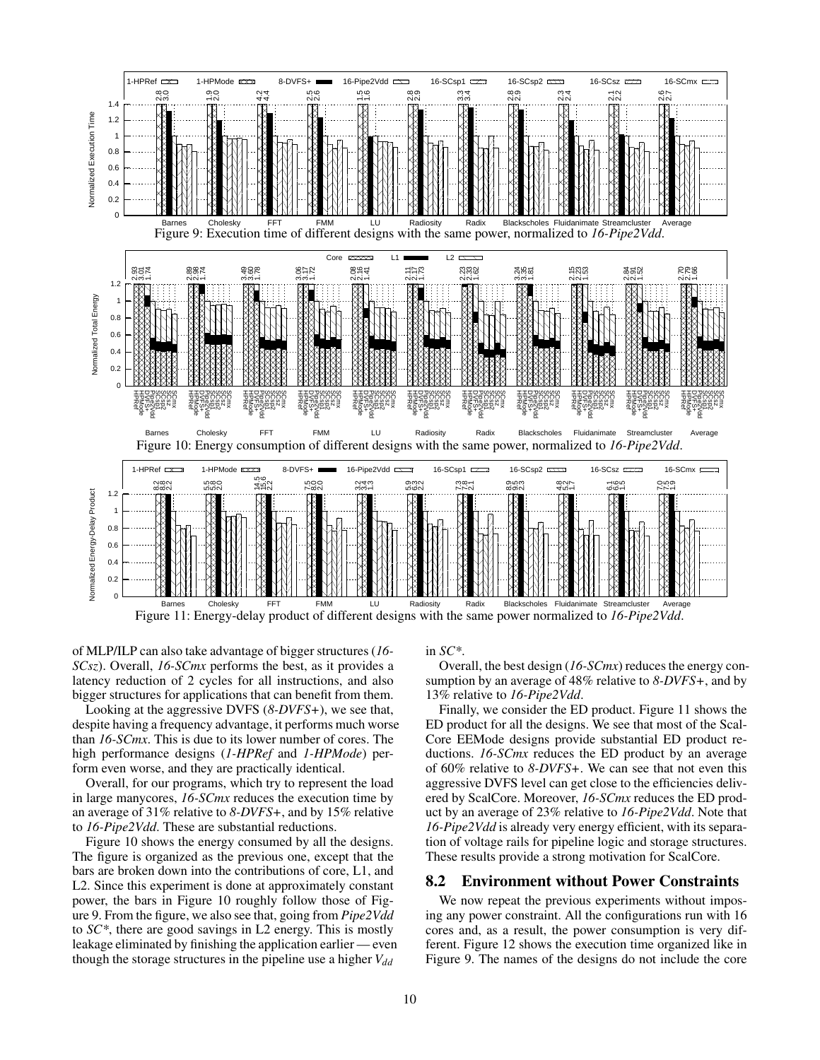Figure 9: Execution time of different designs with the same power, normalized to *16-Pipe2Vdd*.

Figure 10: Energy consumption of different designs with the same power, normalized to *16-Pipe2Vdd*.

Figure 11: Energy-delay product of different designs with the same power normalized to *16-Pipe2Vdd*.

of MLP/ILP can also take advantage of bigger structures (*16-SCsz*). Overall, *16-SCmx* performs the best, as it provides a latency reduction of 2 cycles for all instructions, and also bigger structures for applications that can benefit from them.

Looking at the aggressive DVFS (*8-DVFS+*), we see that, despite having a frequency advantage, it performs much worse than *16-SCmx*. This is due to its lower number of cores. The high performance designs (*1-HPRef* and *1-HPMode*) perform even worse, and they are practically identical.

Overall, for our programs, which try to represent the load in large manycores, *16-SCmx* reduces the execution time by an average of 31% relative to *8-DVFS+*, and by 15% relative to *16-Pipe2Vdd*. These are substantial reductions.

Figure 10 shows the energy consumed by all the designs. The figure is organized as the previous one, except that the bars are broken down into the contributions of core, L1, and L2. Since this experiment is done at approximately constant power, the bars in Figure 10 roughly follow those of Figure 9. From the figure, we also see that, going from *Pipe2Vdd* to *SC\**, there are good savings in L2 energy. This is mostly leakage eliminated by finishing the application earlier — even though the storage structures in the pipeline use a higher $V_{dd}$ in *SC\**.

Overall, the best design (*16-SCmx*) reduces the energy consumption by an average of 48% relative to *8-DVFS+*, and by 13% relative to *16-Pipe2Vdd*.

Finally, we consider the ED product. Figure 11 shows the ED product for all the designs. We see that most of the ScalCore EEMode designs provide substantial ED product reductions. *16-SCmx* reduces the ED product by an average of 60% relative to *8-DVFS+*. We can see that not even this aggressive DVFS level can get close to the efficiencies delivered by ScalCore. Moreover, *16-SCmx* reduces the ED product by an average of 23% relative to *16-Pipe2Vdd*. Note that *16-Pipe2Vdd* is already very energy efficient, with its separation of voltage rails for pipeline logic and storage structures. These results provide a strong motivation for ScalCore.

## 8.2 Environment without Power Constraints

We now repeat the previous experiments without imposing any power constraint. All the configurations run with 16 cores and, as a result, the power consumption is very different. Figure 12 shows the execution time organized like in Figure 9. The names of the designs do not include the core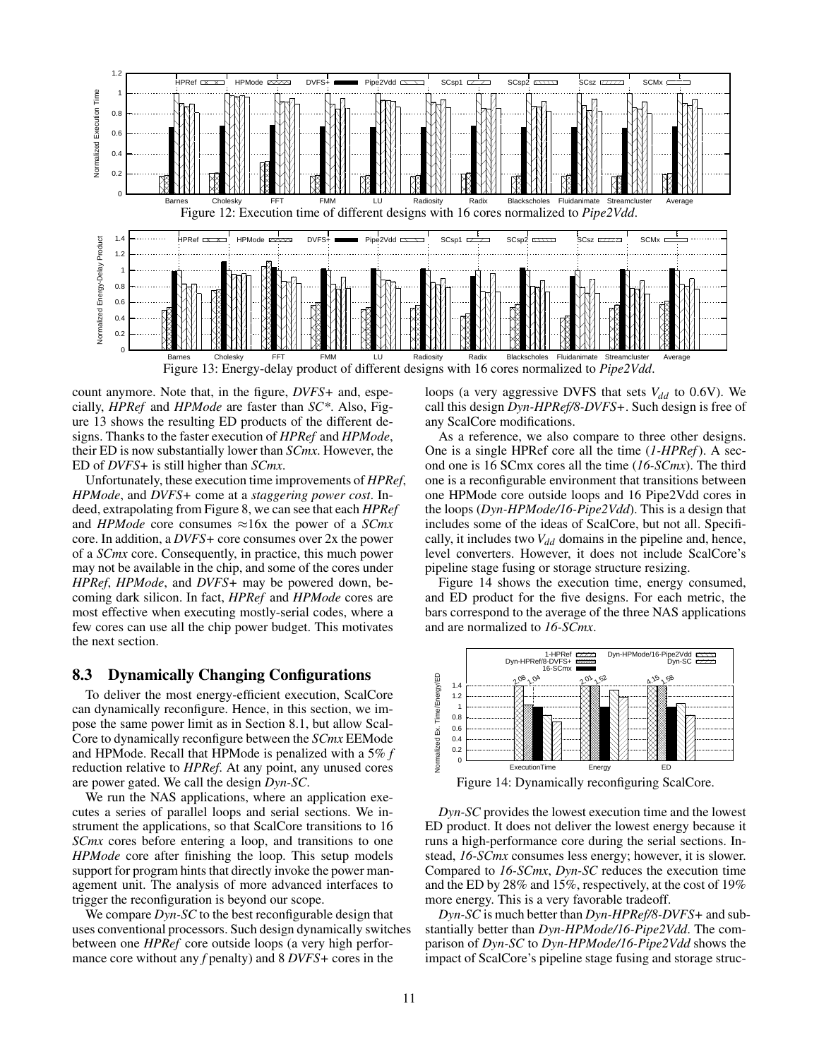Figure 12: Execution time of different designs with 16 cores normalized to *Pipe2Vdd*.

Figure 13: Energy-delay product of different designs with 16 cores normalized to *Pipe2Vdd*.

count anymore. Note that, in the figure, *DVFS+* and, especially, *HPRef* and *HPMode* are faster than *SC\**. Also, Figure 13 shows the resulting ED products of the different designs. Thanks to the faster execution of *HPRef* and *HPMode*, their ED is now substantially lower than *SCmx*. However, the ED of *DVFS+* is still higher than *SCmx*.

Unfortunately, these execution time improvements of *HPRef*, *HPMode*, and *DVFS+* come at a *staggering power cost*. Indeed, extrapolating from Figure 8, we can see that each *HPRef* and *HPMode* core consumes ≈16x the power of a *SCmx* core. In addition, a *DVFS+* core consumes over 2x the power of a *SCmx* core. Consequently, in practice, this much power may not be available in the chip, and some of the cores under *HPRef*, *HPMode*, and *DVFS+* may be powered down, becoming dark silicon. In fact, *HPRef* and *HPMode* cores are most effective when executing mostly-serial codes, where a few cores can use all the chip power budget. This motivates the next section.

### 8.3 Dynamically Changing Configurations

To deliver the most energy-efficient execution, ScalCore can dynamically reconfigure. Hence, in this section, we impose the same power limit as in Section 8.1, but allow ScalCore to dynamically reconfigure between the *SCmx* EEMode and HPMode. Recall that HPMode is penalized with a 5% *f* reduction relative to *HPRef*. At any point, any unused cores are power gated. We call the design *Dyn-SC*.

We run the NAS applications, where an application executes a series of parallel loops and serial sections. We instrument the applications, so that ScalCore transitions to 16 *SCmx* cores before entering a loop, and transitions to one *HPMode* core after finishing the loop. This setup models support for program hints that directly invoke the power management unit. The analysis of more advanced interfaces to trigger the reconfiguration is beyond our scope.

We compare *Dyn-SC* to the best reconfigurable design that uses conventional processors. Such design dynamically switches between one *HPRef* core outside loops (a very high performance core without any *f* penalty) and 8 *DVFS+* cores in the loops (a very aggressive DVFS that sets $V_{dd}$ to 0.6V). We call this design *Dyn-HPRef/8-DVFS+*. Such design is free of any ScalCore modifications.

As a reference, we also compare to three other designs. One is a single HPRef core all the time (*1-HPRef*). A second one is 16 SCmx cores all the time (*16-SCmx*). The third one is a reconfigurable environment that transitions between one HPMode core outside loops and 16 Pipe2Vdd cores in the loops (*Dyn-HPMode/16-Pipe2Vdd*). This is a design that includes some of the ideas of ScalCore, but not all. Specifically, it includes two $V_{dd}$ domains in the pipeline and, hence, level converters. However, it does not include ScalCore's pipeline stage fusing or storage structure resizing.

Figure 14 shows the execution time, energy consumed, and ED product for the five designs. For each metric, the bars correspond to the average of the three NAS applications and are normalized to *16-SCmx*.

Figure 14: Dynamically reconfiguring ScalCore.

*Dyn-SC* provides the lowest execution time and the lowest ED product. It does not deliver the lowest energy because it runs a high-performance core during the serial sections. Instead, *16-SCmx* consumes less energy; however, it is slower. Compared to *16-SCmx*, *Dyn-SC* reduces the execution time and the ED by 28% and 15%, respectively, at the cost of 19% more energy. This is a very favorable tradeoff.

*Dyn-SC* is much better than *Dyn-HPRef/8-DVFS+* and substantially better than *Dyn-HPMode/16-Pipe2Vdd*. The comparison of *Dyn-SC* to *Dyn-HPMode/16-Pipe2Vdd* shows the impact of ScalCore's pipeline stage fusing and storage struc-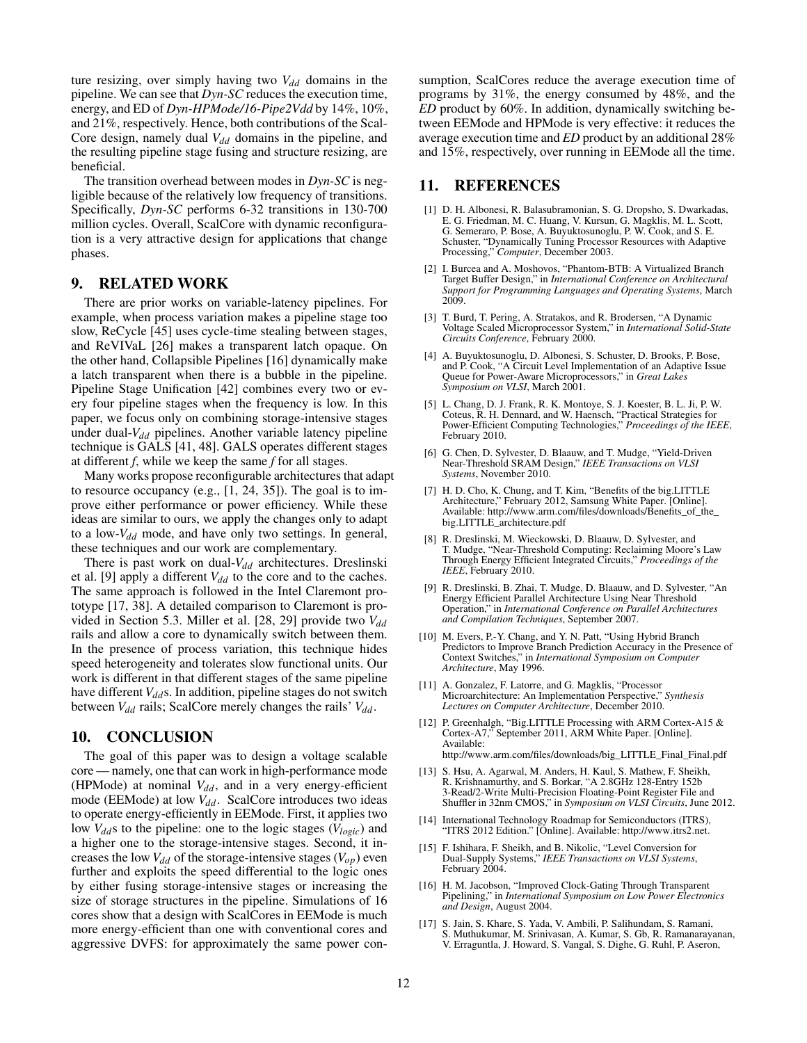ture resizing, over simply having two $V_{dd}$ domains in the pipeline. We can see that *Dyn-SC* reduces the execution time, energy, and ED of *Dyn-HPMode/16-Pipe2Vdd* by 14%, 10%, and 21%, respectively. Hence, both contributions of the ScalCore design, namely dual $V_{dd}$ domains in the pipeline, and the resulting pipeline stage fusing and structure resizing, are beneficial.

The transition overhead between modes in *Dyn-SC* is negligible because of the relatively low frequency of transitions. Specifically, *Dyn-SC* performs 6-32 transitions in 130-700 million cycles. Overall, ScalCore with dynamic reconfiguration is a very attractive design for applications that change phases.

## 9. RELATED WORK

There are prior works on variable-latency pipelines. For example, when process variation makes a pipeline stage too slow, ReCycle [45] uses cycle-time stealing between stages, and ReVIVaL [26] makes a transparent latch opaque. On the other hand, Collapsible Pipelines [16] dynamically make a latch transparent when there is a bubble in the pipeline. Pipeline Stage Unification [42] combines every two or every four pipeline stages when the frequency is low. In this paper, we focus only on combining storage-intensive stages under dual-$V_{dd}$ pipelines. Another variable latency pipeline technique is GALS [41, 48]. GALS operates different stages at different *f*, while we keep the same *f* for all stages.

Many works propose reconfigurable architectures that adapt to resource occupancy (e.g., [1, 24, 35]). The goal is to improve either performance or power efficiency. While these ideas are similar to ours, we apply the changes only to adapt to a low-$V_{dd}$ mode, and have only two settings. In general, these techniques and our work are complementary.

There is past work on dual-$V_{dd}$ architectures. Dreslinski et al. [9] apply a different $V_{dd}$ to the core and to the caches. The same approach is followed in the Intel Claremont prototype [17, 38]. A detailed comparison to Claremont is provided in Section 5.3. Miller et al. [28, 29] provide two $V_{dd}$ rails and allow a core to dynamically switch between them. In the presence of process variation, this technique hides speed heterogeneity and tolerates slow functional units. Our work is different in that different stages of the same pipeline have different $V_{dd}$s. In addition, pipeline stages do not switch between $V_{dd}$ rails; ScalCore merely changes the rails' $V_{dd}$.

## 10. CONCLUSION

The goal of this paper was to design a voltage scalable core — namely, one that can work in high-performance mode (HPMode) at nominal $V_{dd}$, and in a very energy-efficient mode (EEMode) at low $V_{dd}$. ScalCore introduces two ideas to operate energy-efficiently in EEMode. First, it applies two low $V_{dd}$s to the pipeline: one to the logic stages ($V_{logic}$) and a higher one to the storage-intensive stages. Second, it increases the low $V_{dd}$ of the storage-intensive stages ($V_{op}$) even further and exploits the speed differential to the logic ones by either fusing storage-intensive stages or increasing the size of storage structures in the pipeline. Simulations of 16 cores show that a design with ScalCores in EEMode is much more energy-efficient than one with conventional cores and aggressive DVFS: for approximately the same power consumption, ScalCores reduce the average execution time of programs by 31%, the energy consumed by 48%, and the *ED* product by 60%. In addition, dynamically switching between EEMode and HPMode is very effective: it reduces the average execution time and *ED* product by an additional 28% and 15%, respectively, over running in EEMode all the time.

## 11. REFERENCES

[1] D. H. Albonesi, R. Balasubramonian, S. G. Dropsho, S. Dwarkadas, E. G. Friedman, M. C. Huang, V. Kursun, G. Magklis, M. L. Scott, G. Semeraro, P. Bose, A. Buyuktosunoglu, P. W. Cook, and S. E. Schuster, "Dynamically Tuning Processor Resources with Adaptive Processing," *Computer*, December 2003.

[2] I. Burcea and A. Moshovos, "Phantom-BTB: A Virtualized Branch Target Buffer Design," in *International Conference on Architectural Support for Programming Languages and Operating Systems*, March 2009.

[3] T. Burd, T. Pering, A. Stratakos, and R. Brodersen, "A Dynamic Voltage Scaled Microprocessor System," in *International Solid-State Circuits Conference*, February 2000.

[4] A. Buyuktosunoglu, D. Albonesi, S. Schuster, D. Brooks, P. Bose, and P. Cook, "A Circuit Level Implementation of an Adaptive Issue Queue for Power-Aware Microprocessors," in *Great Lakes Symposium on VLSI*, March 2001.

[5] L. Chang, D. J. Frank, R. K. Montoye, S. J. Koester, B. L. Ji, P. W. Coteus, R. H. Dennard, and W. Haensch, "Practical Strategies for Power-Efficient Computing Technologies," *Proceedings of the IEEE*, February 2010.

[6] G. Chen, D. Sylvester, D. Blaauw, and T. Mudge, "Yield-Driven Near-Threshold SRAM Design," *IEEE Transactions on VLSI Systems*, November 2010.

[7] H. D. Cho, K. Chung, and T. Kim, "Benefits of the big.LITTLE Architecture," February 2012, Samsung White Paper. [Online]. Available: http://www.arm.com/files/downloads/Benefits_of_the_big.LITTLE_architecture.pdf

[8] R. Dreslinski, M. Wieckowski, D. Blaauw, D. Sylvester, and T. Mudge, "Near-Threshold Computing: Reclaiming Moore's Law Through Energy Efficient Integrated Circuits," *Proceedings of the IEEE*, February 2010.

[9] R. Dreslinski, B. Zhai, T. Mudge, D. Blaauw, and D. Sylvester, "An Energy Efficient Parallel Architecture Using Near Threshold Operation," in *International Conference on Parallel Architectures and Compilation Techniques*, September 2007.

[10] M. Evers, P.-Y. Chang, and Y. N. Patt, "Using Hybrid Branch Predictors to Improve Branch Prediction Accuracy in the Presence of Context Switches," in *International Symposium on Computer Architecture*, May 1996.

[11] A. Gonzalez, F. Latorre, and G. Magklis, "Processor Microarchitecture: An Implementation Perspective," *Synthesis Lectures on Computer Architecture*, December 2010.

[12] P. Greenhalgh, "Big.LITTLE Processing with ARM Cortex-A15 & Cortex-A7," September 2011, ARM White Paper. [Online]. Available: http://www.arm.com/files/downloads/big_LITTLE_Final_Final.pdf

[13] S. Hsu, A. Agarwal, M. Anders, H. Kaul, S. Mathew, F. Sheikh, R. Krishnamurthy, and S. Borkar, "A 2.8GHz 128-Entry 152b 3-Read/2-Write Multi-Precision Floating-Point Register File and Shuffler in 32nm CMOS," in *Symposium on VLSI Circuits*, June 2012.

[14] International Technology Roadmap for Semiconductors (ITRS), "ITRS 2012 Edition." [Online]. Available: http://www.itrs2.net.

[15] F. Ishihara, F. Sheikh, and B. Nikolic, "Level Conversion for Dual-Supply Systems," *IEEE Transactions on VLSI Systems*, February 2004.

[16] H. M. Jacobson, "Improved Clock-Gating Through Transparent Pipelining," in *International Symposium on Low Power Electronics and Design*, August 2004.

[17] S. Jain, S. Khare, S. Yada, V. Ambili, P. Salihundam, S. Ramani, S. Muthukumar, M. Srinivasan, A. Kumar, S. Gb, R. Ramanarayanan, V. Erraguntla, J. Howard, S. Vangal, S. Dighe, G. Ruhl, P. Aseron,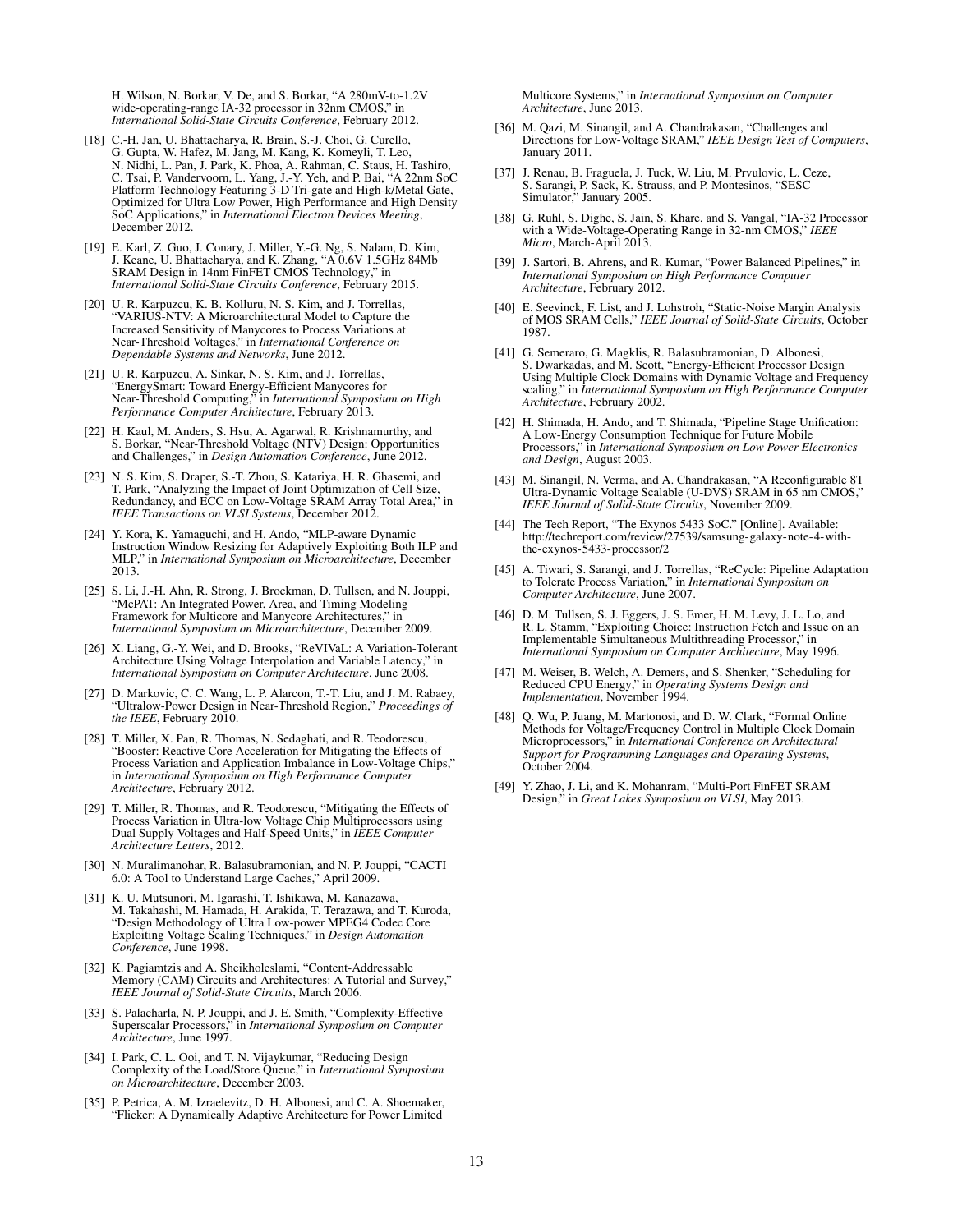H. Wilson, N. Borkar, V. De, and S. Borkar, "A 280mV-to-1.2V wide-operating-range IA-32 processor in 32nm CMOS," in *International Solid-State Circuits Conference*, February 2012.

[18] C.-H. Jan, U. Bhattacharya, R. Brain, S.-J. Choi, G. Curello, G. Gupta, W. Hafez, M. Jang, M. Kang, K. Komeyli, T. Leo, N. Nidhi, L. Pan, J. Park, K. Phoa, A. Rahman, C. Staus, H. Tashiro, C. Tsai, P. Vandervoorn, L. Yang, J.-Y. Yeh, and P. Bai, "A 22nm SoC Platform Technology Featuring 3-D Tri-gate and High-k/Metal Gate, Optimized for Ultra Low Power, High Performance and High Density SoC Applications," in *International Electron Devices Meeting*, December 2012.

[19] E. Karl, Z. Guo, J. Conary, J. Miller, Y.-G. Ng, S. Nalam, D. Kim, J. Keane, U. Bhattacharya, and K. Zhang, "A 0.6V 1.5GHz 84Mb SRAM Design in 14nm FinFET CMOS Technology," in *International Solid-State Circuits Conference*, February 2015.

[20] U. R. Karpuzcu, K. B. Kolluru, N. S. Kim, and J. Torrellas, "VARIUS-NTV: A Microarchitectural Model to Capture the Increased Sensitivity of Manycores to Process Variations at Near-Threshold Voltages," in *International Conference on Dependable Systems and Networks*, June 2012.

[21] U. R. Karpuzcu, A. Sinkar, N. S. Kim, and J. Torrellas, "EnergySmart: Toward Energy-Efficient Manycores for Near-Threshold Computing," in *International Symposium on High Performance Computer Architecture*, February 2013.

[22] H. Kaul, M. Anders, S. Hsu, A. Agarwal, R. Krishnamurthy, and S. Borkar, "Near-Threshold Voltage (NTV) Design: Opportunities and Challenges," in *Design Automation Conference*, June 2012.

[23] N. S. Kim, S. Draper, S.-T. Zhou, S. Katariya, H. R. Ghasemi, and T. Park, "Analyzing the Impact of Joint Optimization of Cell Size, Redundancy, and ECC on Low-Voltage SRAM Array Total Area," in *IEEE Transactions on VLSI Systems*, December 2012.

[24] Y. Kora, K. Yamaguchi, and H. Ando, "MLP-aware Dynamic Instruction Window Resizing for Adaptively Exploiting Both ILP and MLP," in *International Symposium on Microarchitecture*, December 2013.

[25] S. Li, J.-H. Ahn, R. Strong, J. Brockman, D. Tullsen, and N. Jouppi, "McPAT: An Integrated Power, Area, and Timing Modeling Framework for Multicore and Manycore Architectures," in *International Symposium on Microarchitecture*, December 2009.

[26] X. Liang, G.-Y. Wei, and D. Brooks, "ReVIVaL: A Variation-Tolerant Architecture Using Voltage Interpolation and Variable Latency," in *International Symposium on Computer Architecture*, June 2008.

[27] D. Markovic, C. C. Wang, L. P. Alarcon, T.-T. Liu, and J. M. Rabaey, "Ultralow-Power Design in Near-Threshold Region," *Proceedings of the IEEE*, February 2010.

[28] T. Miller, X. Pan, R. Thomas, N. Sedaghati, and R. Teodorescu, "Booster: Reactive Core Acceleration for Mitigating the Effects of Process Variation and Application Imbalance in Low-Voltage Chips," in *International Symposium on High Performance Computer Architecture*, February 2012.

[29] T. Miller, R. Thomas, and R. Teodorescu, "Mitigating the Effects of Process Variation in Ultra-low Voltage Chip Multiprocessors using Dual Supply Voltages and Half-Speed Units," in *IEEE Computer Architecture Letters*, 2012.

[30] N. Muralimanohar, R. Balasubramonian, and N. P. Jouppi, "CACTI 6.0: A Tool to Understand Large Caches," April 2009.

[31] K. U. Mutsunori, M. Igarashi, T. Ishikawa, M. Kanazawa, M. Takahashi, M. Hamada, H. Arakida, T. Terazawa, and T. Kuroda, "Design Methodology of Ultra Low-power MPEG4 Codec Core Exploiting Voltage Scaling Techniques," in *Design Automation Conference*, June 1998.

[32] K. Pagiamtzis and A. Sheikholeslami, "Content-Addressable Memory (CAM) Circuits and Architectures: A Tutorial and Survey," *IEEE Journal of Solid-State Circuits*, March 2006.

[33] S. Palacharla, N. P. Jouppi, and J. E. Smith, "Complexity-Effective Superscalar Processors," in *International Symposium on Computer Architecture*, June 1997.

[34] I. Park, C. L. Ooi, and T. N. Vijaykumar, "Reducing Design Complexity of the Load/Store Queue," in *International Symposium on Microarchitecture*, December 2003.

[35] P. Petrica, A. M. Izraelevitz, D. H. Albonesi, and C. A. Shoemaker, "Flicker: A Dynamically Adaptive Architecture for Power Limited Multicore Systems," in *International Symposium on Computer Architecture*, June 2013.

[36] M. Qazi, M. Sinangil, and A. Chandrakasan, "Challenges and Directions for Low-Voltage SRAM," *IEEE Design Test of Computers*, January 2011.

[37] J. Renau, B. Fraguela, J. Tuck, W. Liu, M. Prvulovic, L. Ceze, S. Sarangi, P. Sack, K. Strauss, and P. Montesinos, "SESC Simulator," January 2005.

[38] G. Ruhl, S. Dighe, S. Jain, S. Khare, and S. Vangal, "IA-32 Processor with a Wide-Voltage-Operating Range in 32-nm CMOS," *IEEE Micro*, March-April 2013.

[39] J. Sartori, B. Ahrens, and R. Kumar, "Power Balanced Pipelines," in *International Symposium on High Performance Computer Architecture*, February 2012.

[40] E. Seevinck, F. List, and J. Lohstroh, "Static-Noise Margin Analysis of MOS SRAM Cells," *IEEE Journal of Solid-State Circuits*, October 1987.

[41] G. Semeraro, G. Magklis, R. Balasubramonian, D. Albonesi, S. Dwarkadas, and M. Scott, "Energy-Efficient Processor Design Using Multiple Clock Domains with Dynamic Voltage and Frequency scaling," in *International Symposium on High Performance Computer Architecture*, February 2002.

[42] H. Shimada, H. Ando, and T. Shimada, "Pipeline Stage Unification: A Low-Energy Consumption Technique for Future Mobile Processors," in *International Symposium on Low Power Electronics and Design*, August 2003.

[43] M. Sinangil, N. Verma, and A. Chandrakasan, "A Reconfigurable 8T Ultra-Dynamic Voltage Scalable (U-DVS) SRAM in 65 nm CMOS," *IEEE Journal of Solid-State Circuits*, November 2009.

[44] The Tech Report, "The Exynos 5433 SoC." [Online]. Available: http://techreport.com/review/27539/samsung-galaxy-note-4-with-the-exynos-5433-processor/2

[45] A. Tiwari, S. Sarangi, and J. Torrellas, "ReCycle: Pipeline Adaptation to Tolerate Process Variation," in *International Symposium on Computer Architecture*, June 2007.

[46] D. M. Tullsen, S. J. Eggers, J. S. Emer, H. M. Levy, J. L. Lo, and R. L. Stamm, "Exploiting Choice: Instruction Fetch and Issue on an Implementable Simultaneous Multithreading Processor," in *International Symposium on Computer Architecture*, May 1996.

[47] M. Weiser, B. Welch, A. Demers, and S. Shenker, "Scheduling for Reduced CPU Energy," in *Operating Systems Design and Implementation*, November 1994.

[48] Q. Wu, P. Juang, M. Martonosi, and D. W. Clark, "Formal Online Methods for Voltage/Frequency Control in Multiple Clock Domain Microprocessors," in *International Conference on Architectural Support for Programming Languages and Operating Systems*, October 2004.

[49] Y. Zhao, J. Li, and K. Mohanram, "Multi-Port FinFET SRAM Design," in *Great Lakes Symposium on VLSI*, May 2013.